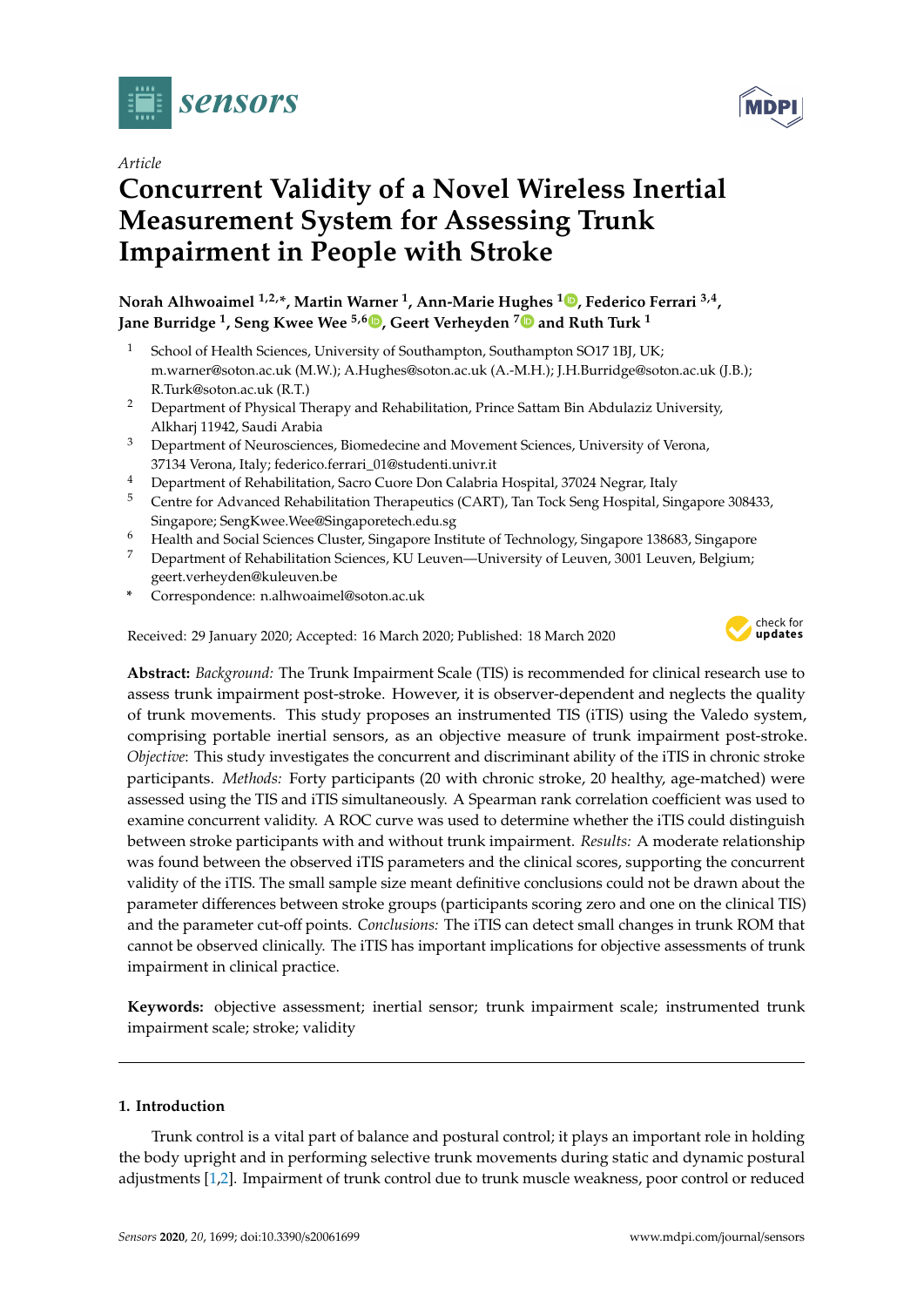*Article*

# Concurrent Validity of a Novel Wireless Inertial Measurement System for Assessing Trunk Impairment in People with Stroke

**Norah Alhwoaimel [1,2,*], Martin Warner [1], Ann-Marie Hughes [1], Federico Ferrari [3,4], Jane Burridge [1], Seng Kwee Wee [5,6], Geert Verheyden [7] and Ruth Turk [1]**

1. School of Health Sciences, University of Southampton, Southampton SO17 1BJ, UK; m.warner@soton.ac.uk (M.W.); A.Hughes@soton.ac.uk (A.-M.H.); J.H.Burridge@soton.ac.uk (J.B.); R.Turk@soton.ac.uk (R.T.)
2. Department of Physical Therapy and Rehabilitation, Prince Sattam Bin Abdulaziz University, Alkharj 11942, Saudi Arabia
3. Department of Neurosciences, Biomedecine and Movement Sciences, University of Verona, 37134 Verona, Italy; federico.ferrari_01@studenti.univr.it
4. Department of Rehabilitation, Sacro Cuore Don Calabria Hospital, 37024 Negrar, Italy
5. Centre for Advanced Rehabilitation Therapeutics (CART), Tan Tock Seng Hospital, Singapore 308433, Singapore; SengKwee.Wee@Singaporetech.edu.sg
6. Health and Social Sciences Cluster, Singapore Institute of Technology, Singapore 138683, Singapore
7. Department of Rehabilitation Sciences, KU Leuven—University of Leuven, 3001 Leuven, Belgium; geert.verheyden@kuleuven.be

\* Correspondence: n.alhwoaimel@soton.ac.uk

Received: 29 January 2020; Accepted: 16 March 2020; Published: 18 March 2020

**Abstract:** *Background:* The Trunk Impairment Scale (TIS) is recommended for clinical research use to assess trunk impairment post-stroke. However, it is observer-dependent and neglects the quality of trunk movements. This study proposes an instrumented TIS (iTIS) using the Valedo system, comprising portable inertial sensors, as an objective measure of trunk impairment post-stroke. *Objective*: This study investigates the concurrent and discriminant ability of the iTIS in chronic stroke participants. *Methods:* Forty participants (20 with chronic stroke, 20 healthy, age-matched) were assessed using the TIS and iTIS simultaneously. A Spearman rank correlation coefficient was used to examine concurrent validity. A ROC curve was used to determine whether the iTIS could distinguish between stroke participants with and without trunk impairment. *Results:* A moderate relationship was found between the observed iTIS parameters and the clinical scores, supporting the concurrent validity of the iTIS. The small sample size meant definitive conclusions could not be drawn about the parameter differences between stroke groups (participants scoring zero and one on the clinical TIS) and the parameter cut-off points. *Conclusions:* The iTIS can detect small changes in trunk ROM that cannot be observed clinically. The iTIS has important implications for objective assessments of trunk impairment in clinical practice.

**Keywords:** objective assessment; inertial sensor; trunk impairment scale; instrumented trunk impairment scale; stroke; validity

## 1. Introduction

Trunk control is a vital part of balance and postural control; it plays an important role in holding the body upright and in performing selective trunk movements during static and dynamic postural adjustments [1,2]. Impairment of trunk control due to trunk muscle weakness, poor control or reduced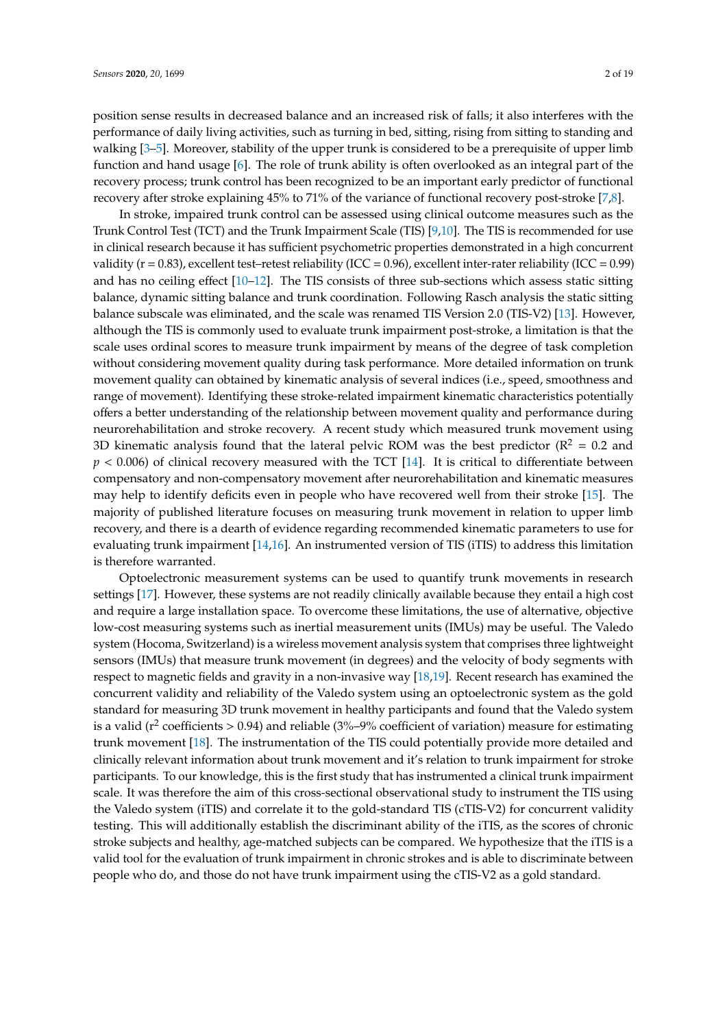position sense results in decreased balance and an increased risk of falls; it also interferes with the performance of daily living activities, such as turning in bed, sitting, rising from sitting to standing and walking [3–5]. Moreover, stability of the upper trunk is considered to be a prerequisite of upper limb function and hand usage [6]. The role of trunk ability is often overlooked as an integral part of the recovery process; trunk control has been recognized to be an important early predictor of functional recovery after stroke explaining 45% to 71% of the variance of functional recovery post-stroke [7,8].

In stroke, impaired trunk control can be assessed using clinical outcome measures such as the Trunk Control Test (TCT) and the Trunk Impairment Scale (TIS) [9,10]. The TIS is recommended for use in clinical research because it has sufficient psychometric properties demonstrated in a high concurrent validity ($r = 0.83$), excellent test–retest reliability ($ICC = 0.96$), excellent inter-rater reliability ($ICC = 0.99$) and has no ceiling effect [10–12]. The TIS consists of three sub-sections which assess static sitting balance, dynamic sitting balance and trunk coordination. Following Rasch analysis the static sitting balance subscale was eliminated, and the scale was renamed TIS Version 2.0 (TIS-V2) [13]. However, although the TIS is commonly used to evaluate trunk impairment post-stroke, a limitation is that the scale uses ordinal scores to measure trunk impairment by means of the degree of task completion without considering movement quality during task performance. More detailed information on trunk movement quality can obtained by kinematic analysis of several indices (i.e., speed, smoothness and range of movement). Identifying these stroke-related impairment kinematic characteristics potentially offers a better understanding of the relationship between movement quality and performance during neurorehabilitation and stroke recovery. A recent study which measured trunk movement using 3D kinematic analysis found that the lateral pelvic ROM was the best predictor ($R^2 = 0.2$ and $p < 0.006$) of clinical recovery measured with the TCT [14]. It is critical to differentiate between compensatory and non-compensatory movement after neurorehabilitation and kinematic measures may help to identify deficits even in people who have recovered well from their stroke [15]. The majority of published literature focuses on measuring trunk movement in relation to upper limb recovery, and there is a dearth of evidence regarding recommended kinematic parameters to use for evaluating trunk impairment [14,16]. An instrumented version of TIS (iTIS) to address this limitation is therefore warranted.

Optoelectronic measurement systems can be used to quantify trunk movements in research settings [17]. However, these systems are not readily clinically available because they entail a high cost and require a large installation space. To overcome these limitations, the use of alternative, objective low-cost measuring systems such as inertial measurement units (IMUs) may be useful. The Valedo system (Hocoma, Switzerland) is a wireless movement analysis system that comprises three lightweight sensors (IMUs) that measure trunk movement (in degrees) and the velocity of body segments with respect to magnetic fields and gravity in a non-invasive way [18,19]. Recent research has examined the concurrent validity and reliability of the Valedo system using an optoelectronic system as the gold standard for measuring 3D trunk movement in healthy participants and found that the Valedo system is a valid ($r^2$ coefficients $> 0.94$) and reliable (3%–9% coefficient of variation) measure for estimating trunk movement [18]. The instrumentation of the TIS could potentially provide more detailed and clinically relevant information about trunk movement and it's relation to trunk impairment for stroke participants. To our knowledge, this is the first study that has instrumented a clinical trunk impairment scale. It was therefore the aim of this cross-sectional observational study to instrument the TIS using the Valedo system (iTIS) and correlate it to the gold-standard TIS (cTIS-V2) for concurrent validity testing. This will additionally establish the discriminant ability of the iTIS, as the scores of chronic stroke subjects and healthy, age-matched subjects can be compared. We hypothesize that the iTIS is a valid tool for the evaluation of trunk impairment in chronic strokes and is able to discriminate between people who do, and those do not have trunk impairment using the cTIS-V2 as a gold standard.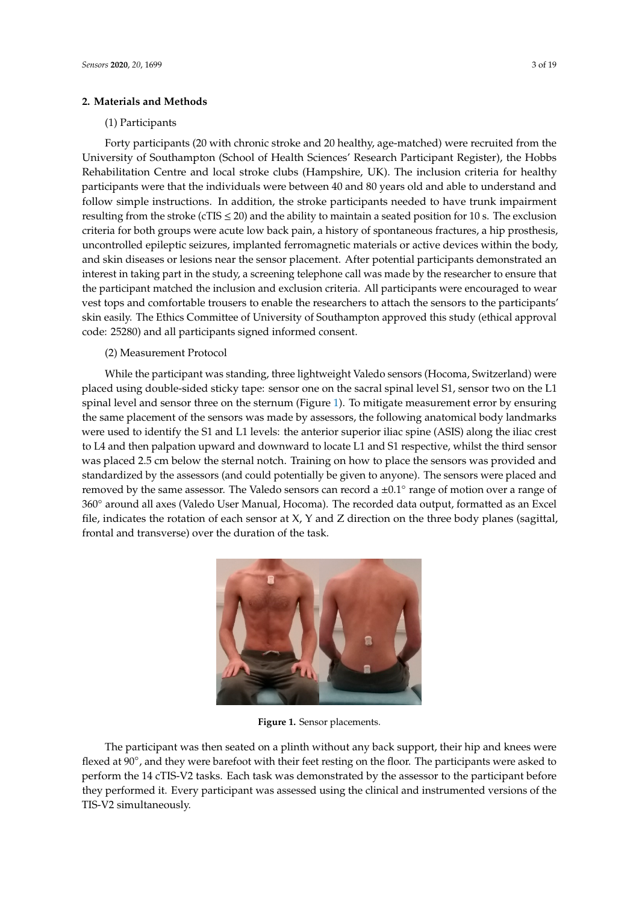## 2. Materials and Methods

(1) Participants

Forty participants (20 with chronic stroke and 20 healthy, age-matched) were recruited from the University of Southampton (School of Health Sciences' Research Participant Register), the Hobbs Rehabilitation Centre and local stroke clubs (Hampshire, UK). The inclusion criteria for healthy participants were that the individuals were between 40 and 80 years old and able to understand and follow simple instructions. In addition, the stroke participants needed to have trunk impairment resulting from the stroke (cTIS ≤ 20) and the ability to maintain a seated position for 10 s. The exclusion criteria for both groups were acute low back pain, a history of spontaneous fractures, a hip prosthesis, uncontrolled epileptic seizures, implanted ferromagnetic materials or active devices within the body, and skin diseases or lesions near the sensor placement. After potential participants demonstrated an interest in taking part in the study, a screening telephone call was made by the researcher to ensure that the participant matched the inclusion and exclusion criteria. All participants were encouraged to wear vest tops and comfortable trousers to enable the researchers to attach the sensors to the participants' skin easily. The Ethics Committee of University of Southampton approved this study (ethical approval code: 25280) and all participants signed informed consent.

(2) Measurement Protocol

While the participant was standing, three lightweight Valedo sensors (Hocoma, Switzerland) were placed using double-sided sticky tape: sensor one on the sacral spinal level S1, sensor two on the L1 spinal level and sensor three on the sternum (Figure 1). To mitigate measurement error by ensuring the same placement of the sensors was made by assessors, the following anatomical body landmarks were used to identify the S1 and L1 levels: the anterior superior iliac spine (ASIS) along the iliac crest to L4 and then palpation upward and downward to locate L1 and S1 respective, whilst the third sensor was placed 2.5 cm below the sternal notch. Training on how to place the sensors was provided and standardized by the assessors (and could potentially be given to anyone). The sensors were placed and removed by the same assessor. The Valedo sensors can record a ±0.1° range of motion over a range of 360° around all axes (Valedo User Manual, Hocoma). The recorded data output, formatted as an Excel file, indicates the rotation of each sensor at X, Y and Z direction on the three body planes (sagittal, frontal and transverse) over the duration of the task.

**Figure 1.** Sensor placements.

The participant was then seated on a plinth without any back support, their hip and knees were flexed at 90°, and they were barefoot with their feet resting on the floor. The participants were asked to perform the 14 cTIS-V2 tasks. Each task was demonstrated by the assessor to the participant before they performed it. Every participant was assessed using the clinical and instrumented versions of the TIS-V2 simultaneously.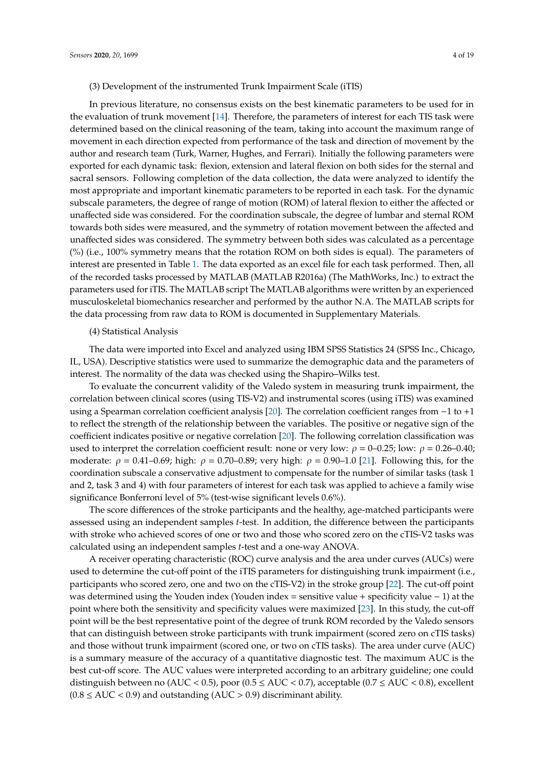(3) Development of the instrumented Trunk Impairment Scale (iTIS)

In previous literature, no consensus exists on the best kinematic parameters to be used for in the evaluation of trunk movement [14]. Therefore, the parameters of interest for each TIS task were determined based on the clinical reasoning of the team, taking into account the maximum range of movement in each direction expected from performance of the task and direction of movement by the author and research team (Turk, Warner, Hughes, and Ferrari). Initially the following parameters were exported for each dynamic task: flexion, extension and lateral flexion on both sides for the sternal and sacral sensors. Following completion of the data collection, the data were analyzed to identify the most appropriate and important kinematic parameters to be reported in each task. For the dynamic subscale parameters, the degree of range of motion (ROM) of lateral flexion to either the affected or unaffected side was considered. For the coordination subscale, the degree of lumbar and sternal ROM towards both sides were measured, and the symmetry of rotation movement between the affected and unaffected sides was considered. The symmetry between both sides was calculated as a percentage (%) (i.e., 100% symmetry means that the rotation ROM on both sides is equal). The parameters of interest are presented in Table 1. The data exported as an excel file for each task performed. Then, all of the recorded tasks processed by MATLAB (MATLAB R2016a) (The MathWorks, Inc.) to extract the parameters used for iTIS. The MATLAB script The MATLAB algorithms were written by an experienced musculoskeletal biomechanics researcher and performed by the author N.A. The MATLAB scripts for the data processing from raw data to ROM is documented in Supplementary Materials.

(4) Statistical Analysis

The data were imported into Excel and analyzed using IBM SPSS Statistics 24 (SPSS Inc., Chicago, IL, USA). Descriptive statistics were used to summarize the demographic data and the parameters of interest. The normality of the data was checked using the Shapiro–Wilks test.

To evaluate the concurrent validity of the Valedo system in measuring trunk impairment, the correlation between clinical scores (using TIS-V2) and instrumental scores (using iTIS) was examined using a Spearman correlation coefficient analysis [20]. The correlation coefficient ranges from −1 to +1 to reflect the strength of the relationship between the variables. The positive or negative sign of the coefficient indicates positive or negative correlation [20]. The following correlation classification was used to interpret the correlation coefficient result: none or very low: $\rho$ = 0–0.25; low: $\rho$ = 0.26–0.40; moderate: $\rho$ = 0.41–0.69; high: $\rho$ = 0.70–0.89; very high: $\rho$ = 0.90–1.0 [21]. Following this, for the coordination subscale a conservative adjustment to compensate for the number of similar tasks (task 1 and 2, task 3 and 4) with four parameters of interest for each task was applied to achieve a family wise significance Bonferroni level of 5% (test-wise significant levels 0.6%).

The score differences of the stroke participants and the healthy, age-matched participants were assessed using an independent samples *t*-test. In addition, the difference between the participants with stroke who achieved scores of one or two and those who scored zero on the cTIS-V2 tasks was calculated using an independent samples *t*-test and a one-way ANOVA.

A receiver operating characteristic (ROC) curve analysis and the area under curves (AUCs) were used to determine the cut-off point of the iTIS parameters for distinguishing trunk impairment (i.e., participants who scored zero, one and two on the cTIS-V2) in the stroke group [22]. The cut-off point was determined using the Youden index (Youden index = sensitive value + specificity value − 1) at the point where both the sensitivity and specificity values were maximized [23]. In this study, the cut-off point will be the best representative point of the degree of trunk ROM recorded by the Valedo sensors that can distinguish between stroke participants with trunk impairment (scored zero on cTIS tasks) and those without trunk impairment (scored one, or two on cTIS tasks). The area under curve (AUC) is a summary measure of the accuracy of a quantitative diagnostic test. The maximum AUC is the best cut-off score. The AUC values were interpreted according to an arbitrary guideline; one could distinguish between no (AUC < 0.5), poor (0.5 ≤ AUC < 0.7), acceptable (0.7 ≤ AUC < 0.8), excellent (0.8 ≤ AUC < 0.9) and outstanding (AUC > 0.9) discriminant ability.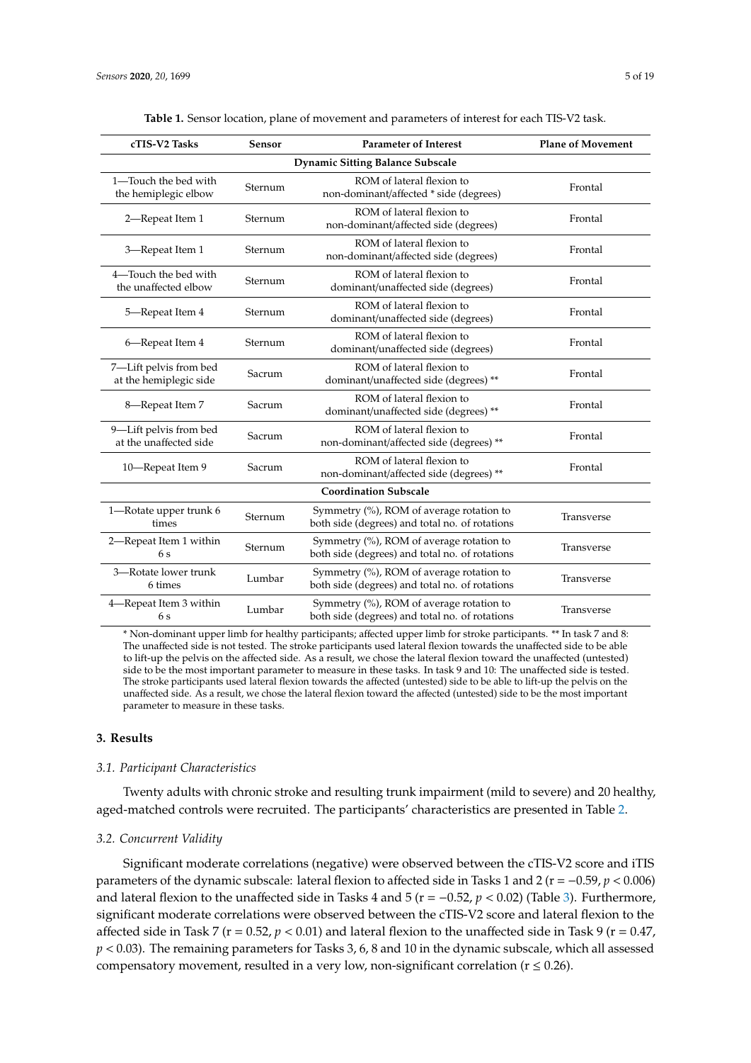**Table 1.** Sensor location, plane of movement and parameters of interest for each TIS-V2 task.

| cTIS-V2 Tasks | Sensor | Parameter of Interest | Plane of Movement |
|---|---|---|---|
| **Dynamic Sitting Balance Subscale** | | | |
| 1—Touch the bed with the hemiplegic elbow | Sternum | ROM of lateral flexion to non-dominant/affected * side (degrees) | Frontal |
| 2—Repeat Item 1 | Sternum | ROM of lateral flexion to non-dominant/affected side (degrees) | Frontal |
| 3—Repeat Item 1 | Sternum | ROM of lateral flexion to non-dominant/affected side (degrees) | Frontal |
| 4—Touch the bed with the unaffected elbow | Sternum | ROM of lateral flexion to dominant/unaffected side (degrees) | Frontal |
| 5—Repeat Item 4 | Sternum | ROM of lateral flexion to dominant/unaffected side (degrees) | Frontal |
| 6—Repeat Item 4 | Sternum | ROM of lateral flexion to dominant/unaffected side (degrees) | Frontal |
| 7—Lift pelvis from bed at the hemiplegic side | Sacrum | ROM of lateral flexion to dominant/unaffected side (degrees) ** | Frontal |
| 8—Repeat Item 7 | Sacrum | ROM of lateral flexion to dominant/unaffected side (degrees) ** | Frontal |
| 9—Lift pelvis from bed at the unaffected side | Sacrum | ROM of lateral flexion to non-dominant/affected side (degrees) ** | Frontal |
| 10—Repeat Item 9 | Sacrum | ROM of lateral flexion to non-dominant/affected side (degrees) ** | Frontal |
| **Coordination Subscale** | | | |
| 1—Rotate upper trunk 6 times | Sternum | Symmetry (%), ROM of average rotation to both side (degrees) and total no. of rotations | Transverse |
| 2—Repeat Item 1 within 6 s | Sternum | Symmetry (%), ROM of average rotation to both side (degrees) and total no. of rotations | Transverse |
| 3—Rotate lower trunk 6 times | Lumbar | Symmetry (%), ROM of average rotation to both side (degrees) and total no. of rotations | Transverse |
| 4—Repeat Item 3 within 6 s | Lumbar | Symmetry (%), ROM of average rotation to both side (degrees) and total no. of rotations | Transverse |

* Non-dominant upper limb for healthy participants; affected upper limb for stroke participants. ** In task 7 and 8: The unaffected side is not tested. The stroke participants used lateral flexion towards the unaffected side to be able to lift-up the pelvis on the affected side. As a result, we chose the lateral flexion toward the unaffected (untested) side to be the most important parameter to measure in these tasks. In task 9 and 10: The unaffected side is tested. The stroke participants used lateral flexion towards the affected (untested) side to be able to lift-up the pelvis on the unaffected side. As a result, we chose the lateral flexion toward the affected (untested) side to be the most important parameter to measure in these tasks.

## 3. Results

### 3.1. Participant Characteristics

Twenty adults with chronic stroke and resulting trunk impairment (mild to severe) and 20 healthy, aged-matched controls were recruited. The participants' characteristics are presented in Table 2.

### 3.2. Concurrent Validity

Significant moderate correlations (negative) were observed between the cTIS-V2 score and iTIS parameters of the dynamic subscale: lateral flexion to affected side in Tasks 1 and 2 ($r = -0.59$, $p < 0.006$) and lateral flexion to the unaffected side in Tasks 4 and 5 ($r = -0.52$, $p < 0.02$) (Table 3). Furthermore, significant moderate correlations were observed between the cTIS-V2 score and lateral flexion to the affected side in Task 7 ($r = 0.52$, $p < 0.01$) and lateral flexion to the unaffected side in Task 9 ($r = 0.47$, $p < 0.03$). The remaining parameters for Tasks 3, 6, 8 and 10 in the dynamic subscale, which all assessed compensatory movement, resulted in a very low, non-significant correlation ($r \leq 0.26$).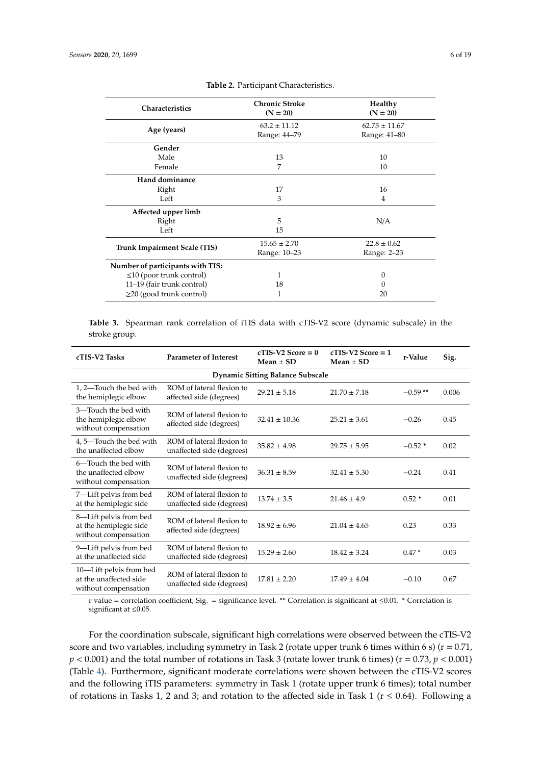**Table 2.** Participant Characteristics.

| Characteristics | Chronic Stroke (N = 20) | Healthy (N = 20) |
|---|---|---|
| **Age (years)** | 63.2 ± 11.12<br>Range: 44–79 | 62.75 ± 11.67<br>Range: 41–80 |
| **Gender** | | |
| Male | 13 | 10 |
| Female | 7 | 10 |
| **Hand dominance** | | |
| Right | 17 | 16 |
| Left | 3 | 4 |
| **Affected upper limb** | | |
| Right | 5 | N/A |
| Left | 15 | |
| **Trunk Impairment Scale (TIS)** | 15.65 ± 2.70<br>Range: 10–23 | 22.8 ± 0.62<br>Range: 2–23 |
| **Number of participants with TIS:** | | |
| ≤10 (poor trunk control) | 1 | 0 |
| 11–19 (fair trunk control) | 18 | 0 |
| ≥20 (good trunk control) | 1 | 20 |

**Table 3.** Spearman rank correlation of iTIS data with cTIS-V2 score (dynamic subscale) in the stroke group.

| cTIS-V2 Tasks | Parameter of Interest | cTIS-V2 Score = 0 Mean ± SD | cTIS-V2 Score = 1 Mean ± SD | r-Value | Sig. |
|---|---|---|---|---|---|
| **Dynamic Sitting Balance Subscale** | | | | | |
| 1, 2—Touch the bed with the hemiplegic elbow | ROM of lateral flexion to affected side (degrees) | 29.21 ± 5.18 | 21.70 ± 7.18 | −0.59 ** | 0.006 |
| 3—Touch the bed with the hemiplegic elbow without compensation | ROM of lateral flexion to affected side (degrees) | 32.41 ± 10.36 | 25.21 ± 3.61 | −0.26 | 0.45 |
| 4, 5—Touch the bed with the unaffected elbow | ROM of lateral flexion to unaffected side (degrees) | 35.82 ± 4.98 | 29.75 ± 5.95 | −0.52 * | 0.02 |
| 6—Touch the bed with the unaffected elbow without compensation | ROM of lateral flexion to unaffected side (degrees) | 36.31 ± 8.59 | 32.41 ± 5.30 | −0.24 | 0.41 |
| 7—Lift pelvis from bed at the hemiplegic side | ROM of lateral flexion to unaffected side (degrees) | 13.74 ± 3.5 | 21.46 ± 4.9 | 0.52 * | 0.01 |
| 8—Lift pelvis from bed at the hemiplegic side without compensation | ROM of lateral flexion to affected side (degrees) | 18.92 ± 6.96 | 21.04 ± 4.65 | 0.23 | 0.33 |
| 9—Lift pelvis from bed at the unaffected side | ROM of lateral flexion to unaffected side (degrees) | 15.29 ± 2.60 | 18.42 ± 3.24 | 0.47 * | 0.03 |
| 10—Lift pelvis from bed at the unaffected side without compensation | ROM of lateral flexion to unaffected side (degrees) | 17.81 ± 2.20 | 17.49 ± 4.04 | −0.10 | 0.67 |

r value = correlation coefficient; Sig. = significance level. ** Correlation is significant at ≤0.01. * Correlation is significant at ≤0.05.

For the coordination subscale, significant high correlations were observed between the cTIS-V2 score and two variables, including symmetry in Task 2 (rotate upper trunk 6 times within 6 s) (r = 0.71, $p < 0.001$) and the total number of rotations in Task 3 (rotate lower trunk 6 times) (r = 0.73, $p < 0.001$) (Table 4). Furthermore, significant moderate correlations were shown between the cTIS-V2 scores and the following iTIS parameters: symmetry in Task 1 (rotate upper trunk 6 times); total number of rotations in Tasks 1, 2 and 3; and rotation to the affected side in Task 1 (r ≤ 0.64). Following a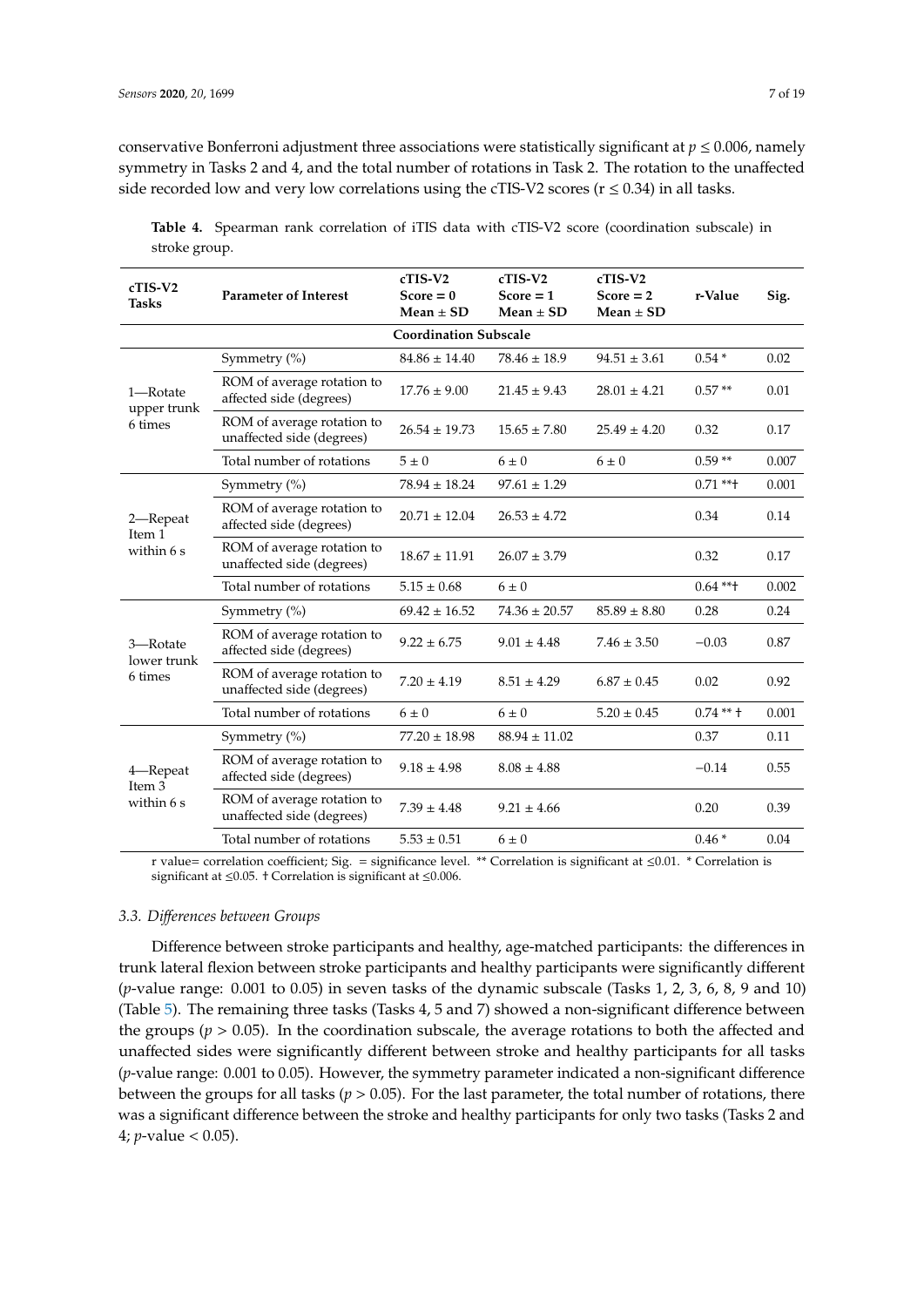conservative Bonferroni adjustment three associations were statistically significant at $p \leq 0.006$, namely symmetry in Tasks 2 and 4, and the total number of rotations in Task 2. The rotation to the unaffected side recorded low and very low correlations using the cTIS-V2 scores ($r \leq 0.34$) in all tasks.

**Table 4.** Spearman rank correlation of iTIS data with cTIS-V2 score (coordination subscale) in stroke group.

| cTIS-V2 Tasks | Parameter of Interest | cTIS-V2 Score = 0 Mean ± SD | cTIS-V2 Score = 1 Mean ± SD | cTIS-V2 Score = 2 Mean ± SD | r-Value | Sig. |
|---|---|---|---|---|---|---|
| **Coordination Subscale** | | | | | | |
| 1—Rotate upper trunk 6 times | Symmetry (%) | 84.86 ± 14.40 | 78.46 ± 18.9 | 94.51 ± 3.61 | 0.54 * | 0.02 |
| | ROM of average rotation to affected side (degrees) | 17.76 ± 9.00 | 21.45 ± 9.43 | 28.01 ± 4.21 | 0.57 ** | 0.01 |
| | ROM of average rotation to unaffected side (degrees) | 26.54 ± 19.73 | 15.65 ± 7.80 | 25.49 ± 4.20 | 0.32 | 0.17 |
| | Total number of rotations | 5 ± 0 | 6 ± 0 | 6 ± 0 | 0.59 ** | 0.007 |
| 2—Repeat Item 1 within 6 s | Symmetry (%) | 78.94 ± 18.24 | 97.61 ± 1.29 | | 0.71 **† | 0.001 |
| | ROM of average rotation to affected side (degrees) | 20.71 ± 12.04 | 26.53 ± 4.72 | | 0.34 | 0.14 |
| | ROM of average rotation to unaffected side (degrees) | 18.67 ± 11.91 | 26.07 ± 3.79 | | 0.32 | 0.17 |
| | Total number of rotations | 5.15 ± 0.68 | 6 ± 0 | | 0.64 **† | 0.002 |
| 3—Rotate lower trunk 6 times | Symmetry (%) | 69.42 ± 16.52 | 74.36 ± 20.57 | 85.89 ± 8.80 | 0.28 | 0.24 |
| | ROM of average rotation to affected side (degrees) | 9.22 ± 6.75 | 9.01 ± 4.48 | 7.46 ± 3.50 | −0.03 | 0.87 |
| | ROM of average rotation to unaffected side (degrees) | 7.20 ± 4.19 | 8.51 ± 4.29 | 6.87 ± 0.45 | 0.02 | 0.92 |
| | Total number of rotations | 6 ± 0 | 6 ± 0 | 5.20 ± 0.45 | 0.74 ** † | 0.001 |
| 4—Repeat Item 3 within 6 s | Symmetry (%) | 77.20 ± 18.98 | 88.94 ± 11.02 | | 0.37 | 0.11 |
| | ROM of average rotation to affected side (degrees) | 9.18 ± 4.98 | 8.08 ± 4.88 | | −0.14 | 0.55 |
| | ROM of average rotation to unaffected side (degrees) | 7.39 ± 4.48 | 9.21 ± 4.66 | | 0.20 | 0.39 |
| | Total number of rotations | 5.53 ± 0.51 | 6 ± 0 | | 0.46 * | 0.04 |

r value= correlation coefficient; Sig. = significance level. ** Correlation is significant at ≤0.01. * Correlation is significant at ≤0.05. † Correlation is significant at ≤0.006.

### *3.3. Differences between Groups*

Difference between stroke participants and healthy, age-matched participants: the differences in trunk lateral flexion between stroke participants and healthy participants were significantly different ($p$-value range: 0.001 to 0.05) in seven tasks of the dynamic subscale (Tasks 1, 2, 3, 6, 8, 9 and 10) (Table 5). The remaining three tasks (Tasks 4, 5 and 7) showed a non-significant difference between the groups ($p > 0.05$). In the coordination subscale, the average rotations to both the affected and unaffected sides were significantly different between stroke and healthy participants for all tasks ($p$-value range: 0.001 to 0.05). However, the symmetry parameter indicated a non-significant difference between the groups for all tasks ($p > 0.05$). For the last parameter, the total number of rotations, there was a significant difference between the stroke and healthy participants for only two tasks (Tasks 2 and 4; $p$-value $< 0.05$).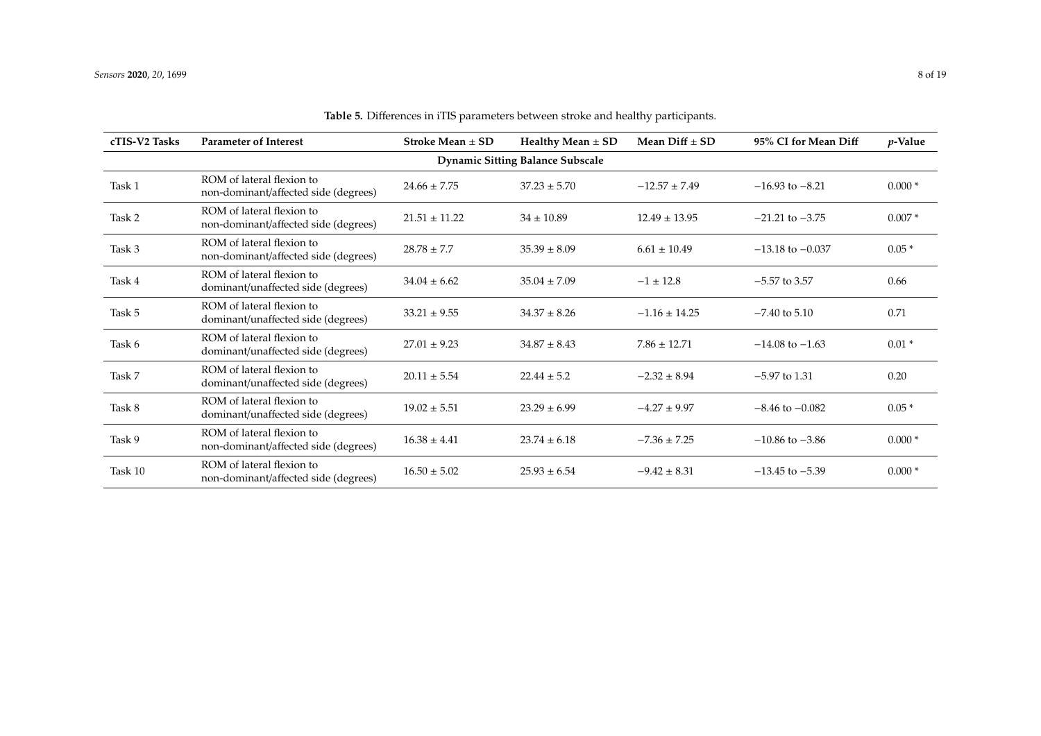**Table 5.** Differences in iTIS parameters between stroke and healthy participants.

| cTIS-V2 Tasks | Parameter of Interest | Stroke Mean ± SD | Healthy Mean ± SD | Mean Diff ± SD | 95% CI for Mean Diff | *p*-Value |
|---|---|---|---|---|---|---|
| **Dynamic Sitting Balance Subscale** | | | | | | |
| Task 1 | ROM of lateral flexion to non-dominant/affected side (degrees) | 24.66 ± 7.75 | 37.23 ± 5.70 | −12.57 ± 7.49 | −16.93 to −8.21 | 0.000 * |
| Task 2 | ROM of lateral flexion to non-dominant/affected side (degrees) | 21.51 ± 11.22 | 34 ± 10.89 | 12.49 ± 13.95 | −21.21 to −3.75 | 0.007 * |
| Task 3 | ROM of lateral flexion to non-dominant/affected side (degrees) | 28.78 ± 7.7 | 35.39 ± 8.09 | 6.61 ± 10.49 | −13.18 to −0.037 | 0.05 * |
| Task 4 | ROM of lateral flexion to dominant/unaffected side (degrees) | 34.04 ± 6.62 | 35.04 ± 7.09 | −1 ± 12.8 | −5.57 to 3.57 | 0.66 |
| Task 5 | ROM of lateral flexion to dominant/unaffected side (degrees) | 33.21 ± 9.55 | 34.37 ± 8.26 | −1.16 ± 14.25 | −7.40 to 5.10 | 0.71 |
| Task 6 | ROM of lateral flexion to dominant/unaffected side (degrees) | 27.01 ± 9.23 | 34.87 ± 8.43 | 7.86 ± 12.71 | −14.08 to −1.63 | 0.01 * |
| Task 7 | ROM of lateral flexion to dominant/unaffected side (degrees) | 20.11 ± 5.54 | 22.44 ± 5.2 | −2.32 ± 8.94 | −5.97 to 1.31 | 0.20 |
| Task 8 | ROM of lateral flexion to dominant/unaffected side (degrees) | 19.02 ± 5.51 | 23.29 ± 6.99 | −4.27 ± 9.97 | −8.46 to −0.082 | 0.05 * |
| Task 9 | ROM of lateral flexion to non-dominant/affected side (degrees) | 16.38 ± 4.41 | 23.74 ± 6.18 | −7.36 ± 7.25 | −10.86 to −3.86 | 0.000 * |
| Task 10 | ROM of lateral flexion to non-dominant/affected side (degrees) | 16.50 ± 5.02 | 25.93 ± 6.54 | −9.42 ± 8.31 | −13.45 to −5.39 | 0.000 * |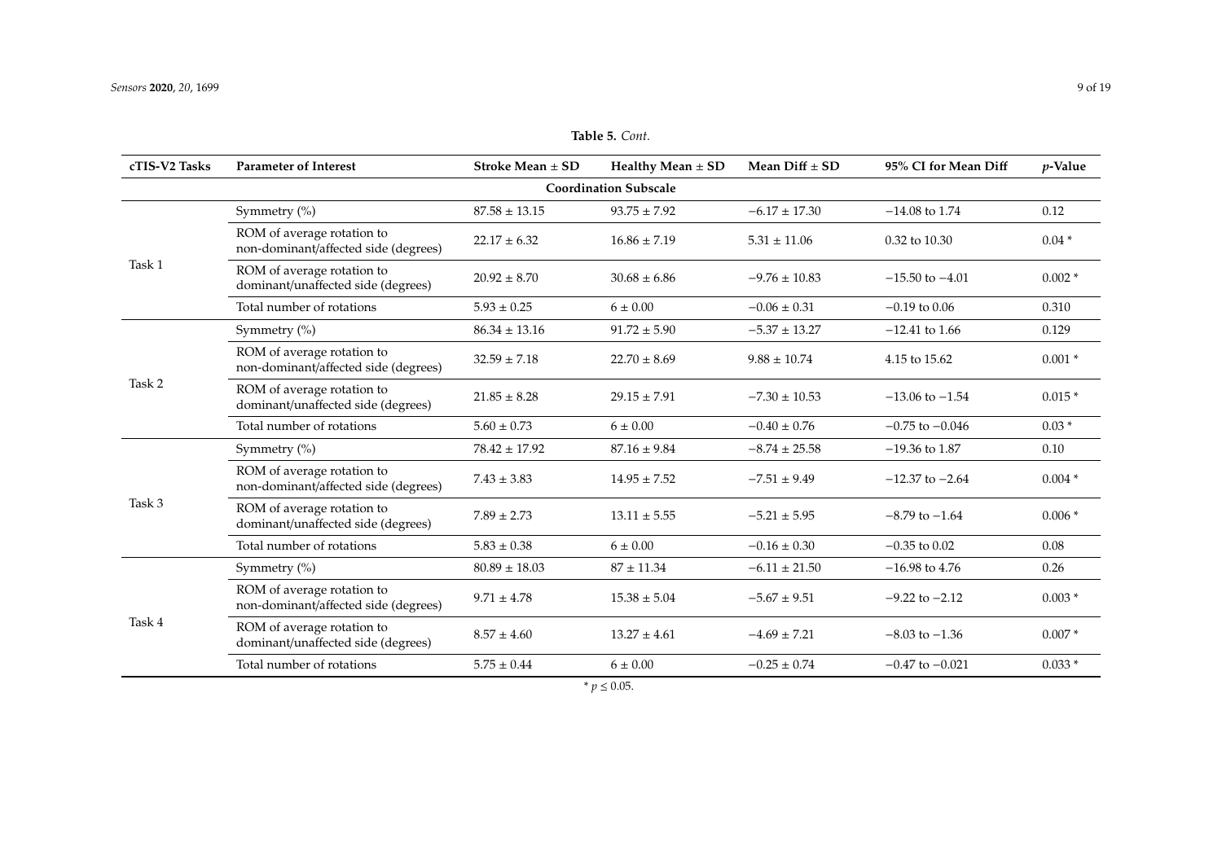**Table 5.** *Cont.*

| cTIS-V2 Tasks | Parameter of Interest | Stroke Mean ± SD | Healthy Mean ± SD | Mean Diff ± SD | 95% CI for Mean Diff | *p*-Value |
|---|---|---|---|---|---|---|
| **Coordination Subscale** | | | | | | |
| Task 1 | Symmetry (%) | 87.58 ± 13.15 | 93.75 ± 7.92 | −6.17 ± 17.30 | −14.08 to 1.74 | 0.12 |
| | ROM of average rotation to non-dominant/affected side (degrees) | 22.17 ± 6.32 | 16.86 ± 7.19 | 5.31 ± 11.06 | 0.32 to 10.30 | 0.04 * |
| | ROM of average rotation to dominant/unaffected side (degrees) | 20.92 ± 8.70 | 30.68 ± 6.86 | −9.76 ± 10.83 | −15.50 to −4.01 | 0.002 * |
| | Total number of rotations | 5.93 ± 0.25 | 6 ± 0.00 | −0.06 ± 0.31 | −0.19 to 0.06 | 0.310 |
| Task 2 | Symmetry (%) | 86.34 ± 13.16 | 91.72 ± 5.90 | −5.37 ± 13.27 | −12.41 to 1.66 | 0.129 |
| | ROM of average rotation to non-dominant/affected side (degrees) | 32.59 ± 7.18 | 22.70 ± 8.69 | 9.88 ± 10.74 | 4.15 to 15.62 | 0.001 * |
| | ROM of average rotation to dominant/unaffected side (degrees) | 21.85 ± 8.28 | 29.15 ± 7.91 | −7.30 ± 10.53 | −13.06 to −1.54 | 0.015 * |
| | Total number of rotations | 5.60 ± 0.73 | 6 ± 0.00 | −0.40 ± 0.76 | −0.75 to −0.046 | 0.03 * |
| Task 3 | Symmetry (%) | 78.42 ± 17.92 | 87.16 ± 9.84 | −8.74 ± 25.58 | −19.36 to 1.87 | 0.10 |
| | ROM of average rotation to non-dominant/affected side (degrees) | 7.43 ± 3.83 | 14.95 ± 7.52 | −7.51 ± 9.49 | −12.37 to −2.64 | 0.004 * |
| | ROM of average rotation to dominant/unaffected side (degrees) | 7.89 ± 2.73 | 13.11 ± 5.55 | −5.21 ± 5.95 | −8.79 to −1.64 | 0.006 * |
| | Total number of rotations | 5.83 ± 0.38 | 6 ± 0.00 | −0.16 ± 0.30 | −0.35 to 0.02 | 0.08 |
| Task 4 | Symmetry (%) | 80.89 ± 18.03 | 87 ± 11.34 | −6.11 ± 21.50 | −16.98 to 4.76 | 0.26 |
| | ROM of average rotation to non-dominant/affected side (degrees) | 9.71 ± 4.78 | 15.38 ± 5.04 | −5.67 ± 9.51 | −9.22 to −2.12 | 0.003 * |
| | ROM of average rotation to dominant/unaffected side (degrees) | 8.57 ± 4.60 | 13.27 ± 4.61 | −4.69 ± 7.21 | −8.03 to −1.36 | 0.007 * |
| | Total number of rotations | 5.75 ± 0.44 | 6 ± 0.00 | −0.25 ± 0.74 | −0.47 to −0.021 | 0.033 * |

* $p \leq 0.05$.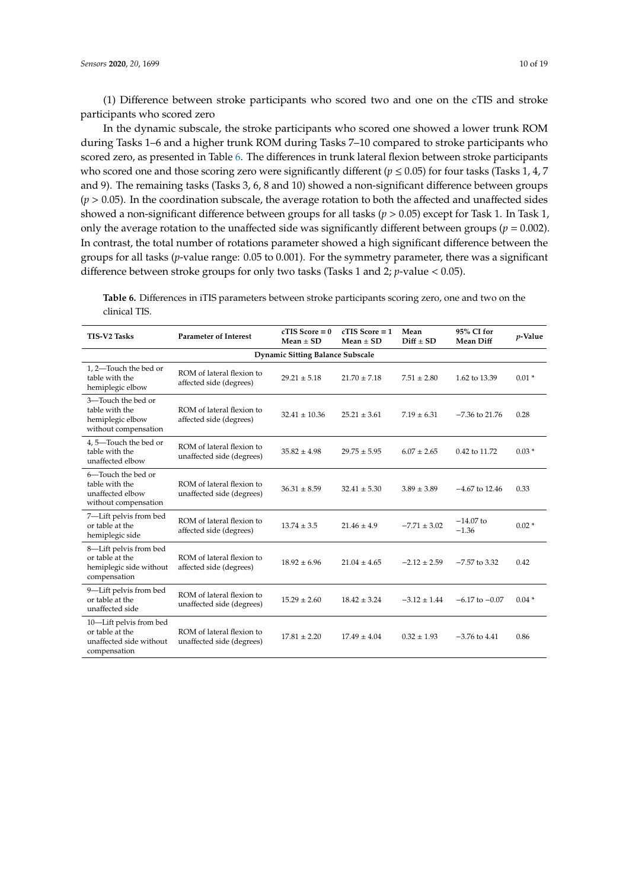(1) Difference between stroke participants who scored two and one on the cTIS and stroke participants who scored zero

In the dynamic subscale, the stroke participants who scored one showed a lower trunk ROM during Tasks 1–6 and a higher trunk ROM during Tasks 7–10 compared to stroke participants who scored zero, as presented in Table 6. The differences in trunk lateral flexion between stroke participants who scored one and those scoring zero were significantly different ($p \leq 0.05$) for four tasks (Tasks 1, 4, 7 and 9). The remaining tasks (Tasks 3, 6, 8 and 10) showed a non-significant difference between groups ($p > 0.05$). In the coordination subscale, the average rotation to both the affected and unaffected sides showed a non-significant difference between groups for all tasks ($p > 0.05$) except for Task 1. In Task 1, only the average rotation to the unaffected side was significantly different between groups ($p = 0.002$). In contrast, the total number of rotations parameter showed a high significant difference between the groups for all tasks ($p$-value range: 0.05 to 0.001). For the symmetry parameter, there was a significant difference between stroke groups for only two tasks (Tasks 1 and 2; $p$-value < 0.05).

**Table 6.** Differences in iTIS parameters between stroke participants scoring zero, one and two on the clinical TIS.

| TIS-V2 Tasks | Parameter of Interest | cTIS Score = 0 Mean ± SD | cTIS Score = 1 Mean ± SD | Mean Diff ± SD | 95% CI for Mean Diff | $p$-Value |
|---|---|---|---|---|---|---|
| **Dynamic Sitting Balance Subscale** | | | | | | |
| 1, 2—Touch the bed or table with the hemiplegic elbow | ROM of lateral flexion to affected side (degrees) | 29.21 ± 5.18 | 21.70 ± 7.18 | 7.51 ± 2.80 | 1.62 to 13.39 | 0.01 * |
| 3—Touch the bed or table with the hemiplegic elbow without compensation | ROM of lateral flexion to affected side (degrees) | 32.41 ± 10.36 | 25.21 ± 3.61 | 7.19 ± 6.31 | −7.36 to 21.76 | 0.28 |
| 4, 5—Touch the bed or table with the unaffected elbow | ROM of lateral flexion to unaffected side (degrees) | 35.82 ± 4.98 | 29.75 ± 5.95 | 6.07 ± 2.65 | 0.42 to 11.72 | 0.03 * |
| 6—Touch the bed or table with the unaffected elbow without compensation | ROM of lateral flexion to unaffected side (degrees) | 36.31 ± 8.59 | 32.41 ± 5.30 | 3.89 ± 3.89 | −4.67 to 12.46 | 0.33 |
| 7—Lift pelvis from bed or table at the hemiplegic side | ROM of lateral flexion to affected side (degrees) | 13.74 ± 3.5 | 21.46 ± 4.9 | −7.71 ± 3.02 | −14.07 to −1.36 | 0.02 * |
| 8—Lift pelvis from bed or table at the hemiplegic side without compensation | ROM of lateral flexion to affected side (degrees) | 18.92 ± 6.96 | 21.04 ± 4.65 | −2.12 ± 2.59 | −7.57 to 3.32 | 0.42 |
| 9—Lift pelvis from bed or table at the unaffected side | ROM of lateral flexion to unaffected side (degrees) | 15.29 ± 2.60 | 18.42 ± 3.24 | −3.12 ± 1.44 | −6.17 to −0.07 | 0.04 * |
| 10—Lift pelvis from bed or table at the unaffected side without compensation | ROM of lateral flexion to unaffected side (degrees) | 17.81 ± 2.20 | 17.49 ± 4.04 | 0.32 ± 1.93 | −3.76 to 4.41 | 0.86 |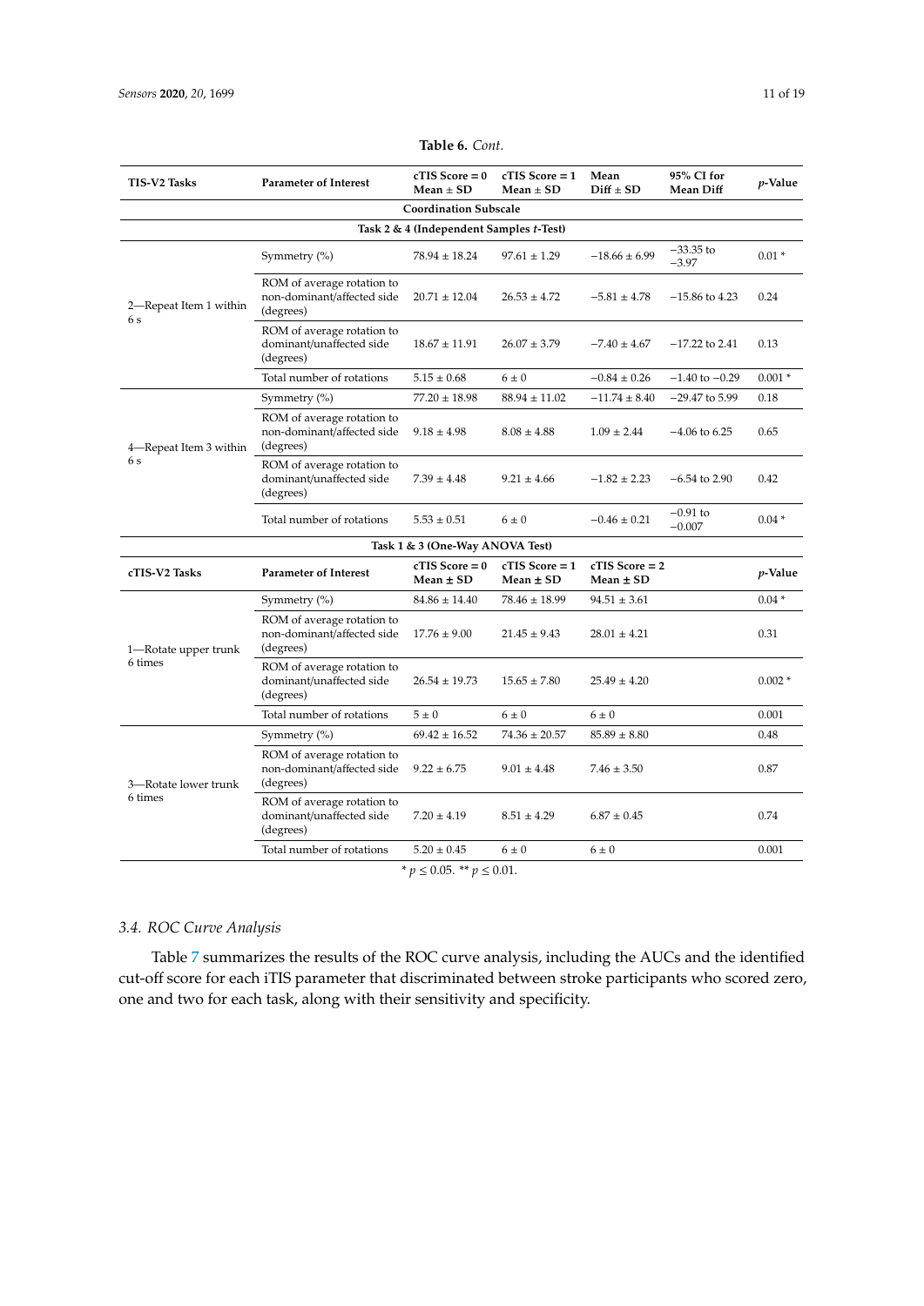**Table 6.** *Cont.*

| TIS-V2 Tasks | Parameter of Interest | cTIS Score = 0 Mean ± SD | cTIS Score = 1 Mean ± SD | Mean Diff ± SD | 95% CI for Mean Diff | *p*-Value |
|---|---|---|---|---|---|---|
| **Coordination Subscale** | | | | | | |
| **Task 2 & 4 (Independent Samples *t*-Test)** | | | | | | |
| 2—Repeat Item 1 within 6 s | Symmetry (%) | 78.94 ± 18.24 | 97.61 ± 1.29 | −18.66 ± 6.99 | −33.35 to −3.97 | 0.01 * |
| | ROM of average rotation to non-dominant/affected side (degrees) | 20.71 ± 12.04 | 26.53 ± 4.72 | −5.81 ± 4.78 | −15.86 to 4.23 | 0.24 |
| | ROM of average rotation to dominant/unaffected side (degrees) | 18.67 ± 11.91 | 26.07 ± 3.79 | −7.40 ± 4.67 | −17.22 to 2.41 | 0.13 |
| | Total number of rotations | 5.15 ± 0.68 | 6 ± 0 | −0.84 ± 0.26 | −1.40 to −0.29 | 0.001 * |
| 4—Repeat Item 3 within 6 s | Symmetry (%) | 77.20 ± 18.98 | 88.94 ± 11.02 | −11.74 ± 8.40 | −29.47 to 5.99 | 0.18 |
| | ROM of average rotation to non-dominant/affected side (degrees) | 9.18 ± 4.98 | 8.08 ± 4.88 | 1.09 ± 2.44 | −4.06 to 6.25 | 0.65 |
| | ROM of average rotation to dominant/unaffected side (degrees) | 7.39 ± 4.48 | 9.21 ± 4.66 | −1.82 ± 2.23 | −6.54 to 2.90 | 0.42 |
| | Total number of rotations | 5.53 ± 0.51 | 6 ± 0 | −0.46 ± 0.21 | −0.91 to −0.007 | 0.04 * |
| **Task 1 & 3 (One-Way ANOVA Test)** | | | | | | |
| **cTIS-V2 Tasks** | **Parameter of Interest** | **cTIS Score = 0 Mean ± SD** | **cTIS Score = 1 Mean ± SD** | **cTIS Score = 2 Mean ± SD** | | ***p*-Value** |
| 1—Rotate upper trunk 6 times | Symmetry (%) | 84.86 ± 14.40 | 78.46 ± 18.99 | 94.51 ± 3.61 | | 0.04 * |
| | ROM of average rotation to non-dominant/affected side (degrees) | 17.76 ± 9.00 | 21.45 ± 9.43 | 28.01 ± 4.21 | | 0.31 |
| | ROM of average rotation to dominant/unaffected side (degrees) | 26.54 ± 19.73 | 15.65 ± 7.80 | 25.49 ± 4.20 | | 0.002 * |
| | Total number of rotations | 5 ± 0 | 6 ± 0 | 6 ± 0 | | 0.001 |
| 3—Rotate lower trunk 6 times | Symmetry (%) | 69.42 ± 16.52 | 74.36 ± 20.57 | 85.89 ± 8.80 | | 0.48 |
| | ROM of average rotation to non-dominant/affected side (degrees) | 9.22 ± 6.75 | 9.01 ± 4.48 | 7.46 ± 3.50 | | 0.87 |
| | ROM of average rotation to dominant/unaffected side (degrees) | 7.20 ± 4.19 | 8.51 ± 4.29 | 6.87 ± 0.45 | | 0.74 |
| | Total number of rotations | 5.20 ± 0.45 | 6 ± 0 | 6 ± 0 | | 0.001 |

\* $p \leq 0.05$. ** $p \leq 0.01$.

### 3.4. ROC Curve Analysis

Table 7 summarizes the results of the ROC curve analysis, including the AUCs and the identified cut-off score for each iTIS parameter that discriminated between stroke participants who scored zero, one and two for each task, along with their sensitivity and specificity.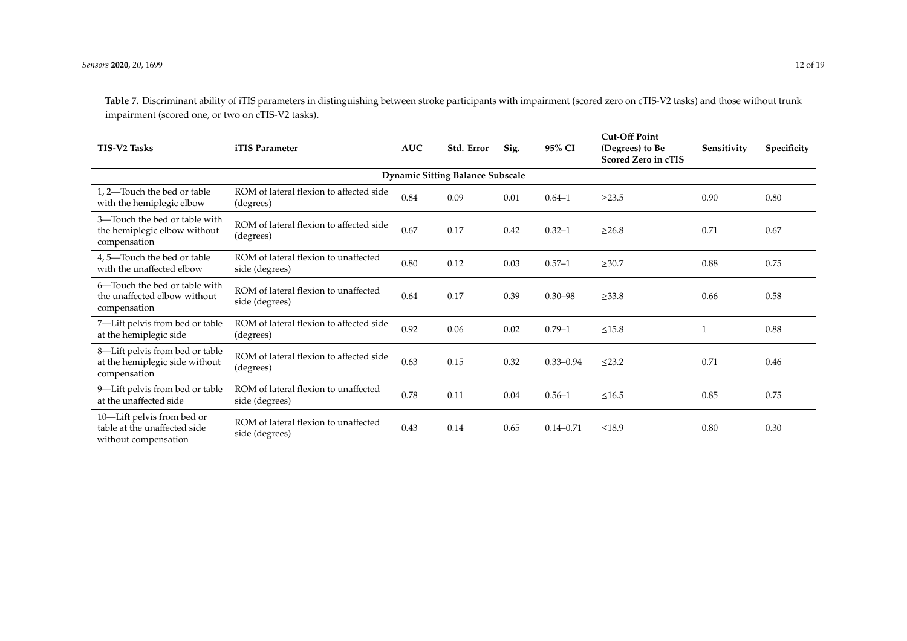**Table 7.** Discriminant ability of iTIS parameters in distinguishing between stroke participants with impairment (scored zero on cTIS-V2 tasks) and those without trunk impairment (scored one, or two on cTIS-V2 tasks).

| TIS-V2 Tasks | iTIS Parameter | AUC | Std. Error | Sig. | 95% CI | Cut-Off Point (Degrees) to Be Scored Zero in cTIS | Sensitivity | Specificity |
|---|---|---|---|---|---|---|---|---|
| **Dynamic Sitting Balance Subscale** | | | | | | | | |
| 1, 2—Touch the bed or table with the hemiplegic elbow | ROM of lateral flexion to affected side (degrees) | 0.84 | 0.09 | 0.01 | 0.64–1 | ≥23.5 | 0.90 | 0.80 |
| 3—Touch the bed or table with the hemiplegic elbow without compensation | ROM of lateral flexion to affected side (degrees) | 0.67 | 0.17 | 0.42 | 0.32–1 | ≥26.8 | 0.71 | 0.67 |
| 4, 5—Touch the bed or table with the unaffected elbow | ROM of lateral flexion to unaffected side (degrees) | 0.80 | 0.12 | 0.03 | 0.57–1 | ≥30.7 | 0.88 | 0.75 |
| 6—Touch the bed or table with the unaffected elbow without compensation | ROM of lateral flexion to unaffected side (degrees) | 0.64 | 0.17 | 0.39 | 0.30–98 | ≥33.8 | 0.66 | 0.58 |
| 7—Lift pelvis from bed or table at the hemiplegic side | ROM of lateral flexion to affected side (degrees) | 0.92 | 0.06 | 0.02 | 0.79–1 | ≤15.8 | 1 | 0.88 |
| 8—Lift pelvis from bed or table at the hemiplegic side without compensation | ROM of lateral flexion to affected side (degrees) | 0.63 | 0.15 | 0.32 | 0.33–0.94 | ≤23.2 | 0.71 | 0.46 |
| 9—Lift pelvis from bed or table at the unaffected side | ROM of lateral flexion to unaffected side (degrees) | 0.78 | 0.11 | 0.04 | 0.56–1 | ≤16.5 | 0.85 | 0.75 |
| 10—Lift pelvis from bed or table at the unaffected side without compensation | ROM of lateral flexion to unaffected side (degrees) | 0.43 | 0.14 | 0.65 | 0.14–0.71 | ≤18.9 | 0.80 | 0.30 |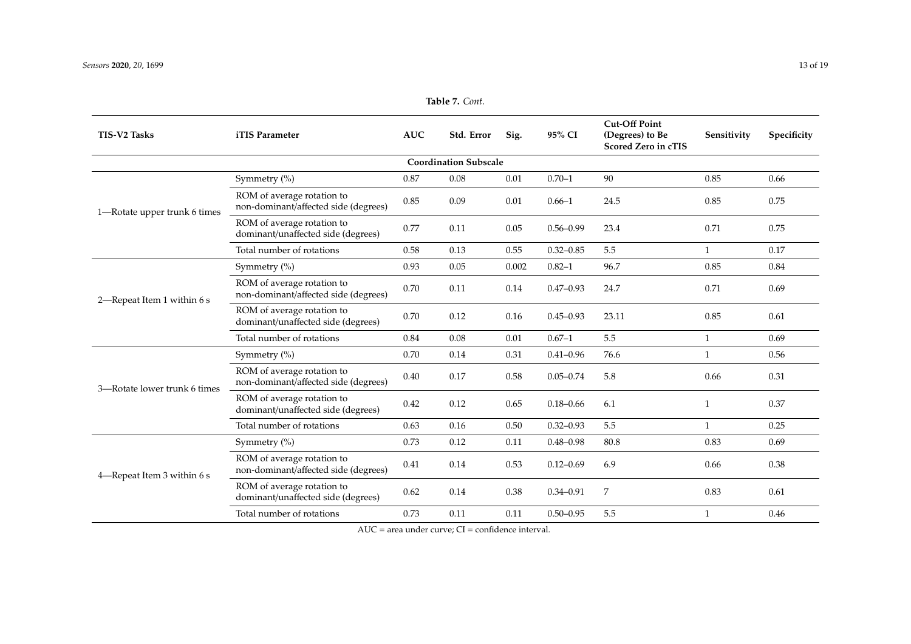**Table 7.** *Cont.*

| TIS-V2 Tasks | iTIS Parameter | AUC | Std. Error | Sig. | 95% CI | Cut-Off Point (Degrees) to Be Scored Zero in cTIS | Sensitivity | Specificity |
|---|---|---|---|---|---|---|---|---|
| **Coordination Subscale** | | | | | | | | |
| 1—Rotate upper trunk 6 times | Symmetry (%) | 0.87 | 0.08 | 0.01 | 0.70–1 | 90 | 0.85 | 0.66 |
| | ROM of average rotation to non-dominant/affected side (degrees) | 0.85 | 0.09 | 0.01 | 0.66–1 | 24.5 | 0.85 | 0.75 |
| | ROM of average rotation to dominant/unaffected side (degrees) | 0.77 | 0.11 | 0.05 | 0.56–0.99 | 23.4 | 0.71 | 0.75 |
| | Total number of rotations | 0.58 | 0.13 | 0.55 | 0.32–0.85 | 5.5 | 1 | 0.17 |
| 2—Repeat Item 1 within 6 s | Symmetry (%) | 0.93 | 0.05 | 0.002 | 0.82–1 | 96.7 | 0.85 | 0.84 |
| | ROM of average rotation to non-dominant/affected side (degrees) | 0.70 | 0.11 | 0.14 | 0.47–0.93 | 24.7 | 0.71 | 0.69 |
| | ROM of average rotation to dominant/unaffected side (degrees) | 0.70 | 0.12 | 0.16 | 0.45–0.93 | 23.11 | 0.85 | 0.61 |
| | Total number of rotations | 0.84 | 0.08 | 0.01 | 0.67–1 | 5.5 | 1 | 0.69 |
| 3—Rotate lower trunk 6 times | Symmetry (%) | 0.70 | 0.14 | 0.31 | 0.41–0.96 | 76.6 | 1 | 0.56 |
| | ROM of average rotation to non-dominant/affected side (degrees) | 0.40 | 0.17 | 0.58 | 0.05–0.74 | 5.8 | 0.66 | 0.31 |
| | ROM of average rotation to dominant/unaffected side (degrees) | 0.42 | 0.12 | 0.65 | 0.18–0.66 | 6.1 | 1 | 0.37 |
| | Total number of rotations | 0.63 | 0.16 | 0.50 | 0.32–0.93 | 5.5 | 1 | 0.25 |
| 4—Repeat Item 3 within 6 s | Symmetry (%) | 0.73 | 0.12 | 0.11 | 0.48–0.98 | 80.8 | 0.83 | 0.69 |
| | ROM of average rotation to non-dominant/affected side (degrees) | 0.41 | 0.14 | 0.53 | 0.12–0.69 | 6.9 | 0.66 | 0.38 |
| | ROM of average rotation to dominant/unaffected side (degrees) | 0.62 | 0.14 | 0.38 | 0.34–0.91 | 7 | 0.83 | 0.61 |
| | Total number of rotations | 0.73 | 0.11 | 0.11 | 0.50–0.95 | 5.5 | 1 | 0.46 |

AUC = area under curve; CI = confidence interval.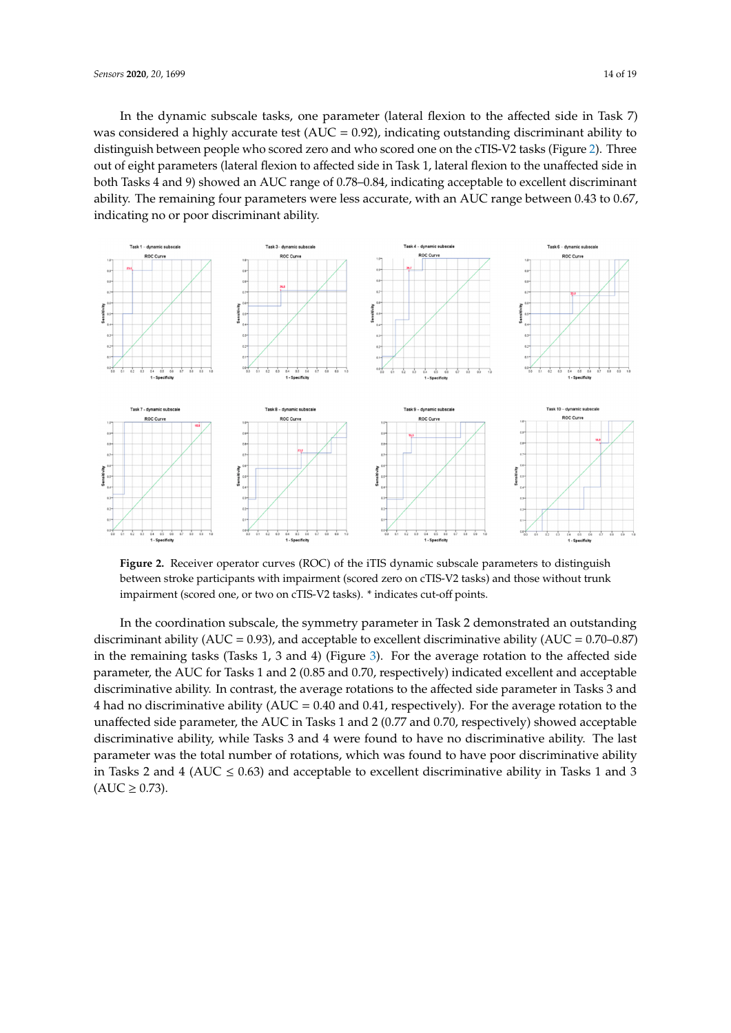In the dynamic subscale tasks, one parameter (lateral flexion to the affected side in Task 7) was considered a highly accurate test (AUC = 0.92), indicating outstanding discriminant ability to distinguish between people who scored zero and who scored one on the cTIS-V2 tasks (Figure 2). Three out of eight parameters (lateral flexion to affected side in Task 1, lateral flexion to the unaffected side in both Tasks 4 and 9) showed an AUC range of 0.78–0.84, indicating acceptable to excellent discriminant ability. The remaining four parameters were less accurate, with an AUC range between 0.43 to 0.67, indicating no or poor discriminant ability.

**Figure 2.** Receiver operator curves (ROC) of the iTIS dynamic subscale parameters to distinguish between stroke participants with impairment (scored zero on cTIS-V2 tasks) and those without trunk impairment (scored one, or two on cTIS-V2 tasks). * indicates cut-off points.

In the coordination subscale, the symmetry parameter in Task 2 demonstrated an outstanding discriminant ability (AUC = 0.93), and acceptable to excellent discriminative ability (AUC = 0.70–0.87) in the remaining tasks (Tasks 1, 3 and 4) (Figure 3). For the average rotation to the affected side parameter, the AUC for Tasks 1 and 2 (0.85 and 0.70, respectively) indicated excellent and acceptable discriminative ability. In contrast, the average rotations to the affected side parameter in Tasks 3 and 4 had no discriminative ability (AUC = 0.40 and 0.41, respectively). For the average rotation to the unaffected side parameter, the AUC in Tasks 1 and 2 (0.77 and 0.70, respectively) showed acceptable discriminative ability, while Tasks 3 and 4 were found to have no discriminative ability. The last parameter was the total number of rotations, which was found to have poor discriminative ability in Tasks 2 and 4 (AUC $\leq$ 0.63) and acceptable to excellent discriminative ability in Tasks 1 and 3 (AUC $\geq$ 0.73).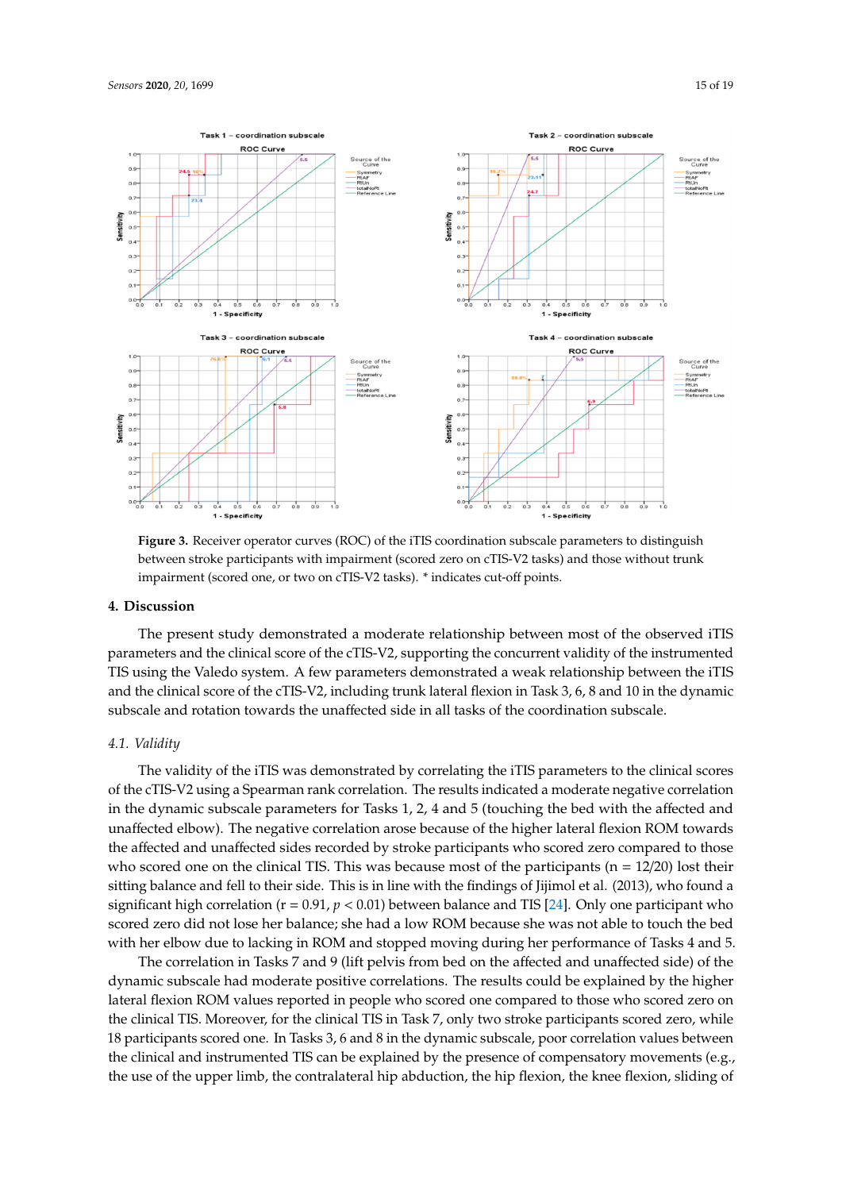**Figure 3.** Receiver operator curves (ROC) of the iTIS coordination subscale parameters to distinguish between stroke participants with impairment (scored zero on cTIS-V2 tasks) and those without trunk impairment (scored one, or two on cTIS-V2 tasks). * indicates cut-off points.

## 4. Discussion

The present study demonstrated a moderate relationship between most of the observed iTIS parameters and the clinical score of the cTIS-V2, supporting the concurrent validity of the instrumented TIS using the Valedo system. A few parameters demonstrated a weak relationship between the iTIS and the clinical score of the cTIS-V2, including trunk lateral flexion in Task 3, 6, 8 and 10 in the dynamic subscale and rotation towards the unaffected side in all tasks of the coordination subscale.

### *4.1. Validity*

The validity of the iTIS was demonstrated by correlating the iTIS parameters to the clinical scores of the cTIS-V2 using a Spearman rank correlation. The results indicated a moderate negative correlation in the dynamic subscale parameters for Tasks 1, 2, 4 and 5 (touching the bed with the affected and unaffected elbow). The negative correlation arose because of the higher lateral flexion ROM towards the affected and unaffected sides recorded by stroke participants who scored zero compared to those who scored one on the clinical TIS. This was because most of the participants (n = 12/20) lost their sitting balance and fell to their side. This is in line with the findings of Jijimol et al. (2013), who found a significant high correlation ($r = 0.91$, $p < 0.01$) between balance and TIS [24]. Only one participant who scored zero did not lose her balance; she had a low ROM because she was not able to touch the bed with her elbow due to lacking in ROM and stopped moving during her performance of Tasks 4 and 5.

The correlation in Tasks 7 and 9 (lift pelvis from bed on the affected and unaffected side) of the dynamic subscale had moderate positive correlations. The results could be explained by the higher lateral flexion ROM values reported in people who scored one compared to those who scored zero on the clinical TIS. Moreover, for the clinical TIS in Task 7, only two stroke participants scored zero, while 18 participants scored one. In Tasks 3, 6 and 8 in the dynamic subscale, poor correlation values between the clinical and instrumented TIS can be explained by the presence of compensatory movements (e.g., the use of the upper limb, the contralateral hip abduction, the hip flexion, the knee flexion, sliding of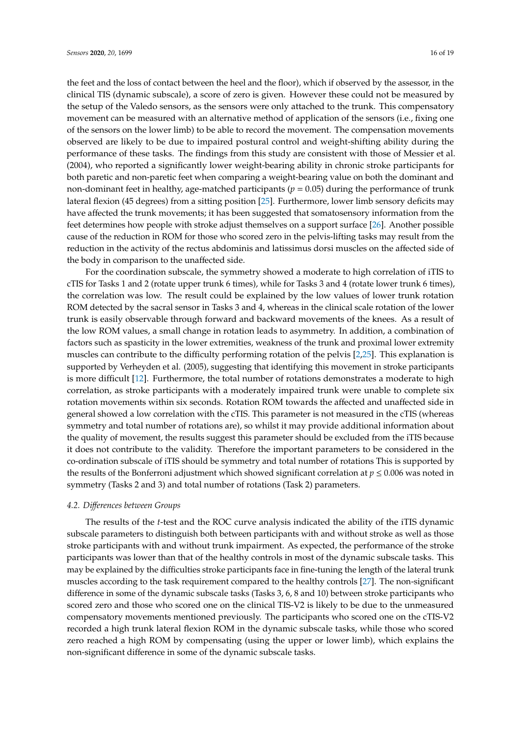the feet and the loss of contact between the heel and the floor), which if observed by the assessor, in the clinical TIS (dynamic subscale), a score of zero is given. However these could not be measured by the setup of the Valedo sensors, as the sensors were only attached to the trunk. This compensatory movement can be measured with an alternative method of application of the sensors (i.e., fixing one of the sensors on the lower limb) to be able to record the movement. The compensation movements observed are likely to be due to impaired postural control and weight-shifting ability during the performance of these tasks. The findings from this study are consistent with those of Messier et al. (2004), who reported a significantly lower weight-bearing ability in chronic stroke participants for both paretic and non-paretic feet when comparing a weight-bearing value on both the dominant and non-dominant feet in healthy, age-matched participants ($p = 0.05$) during the performance of trunk lateral flexion (45 degrees) from a sitting position [25]. Furthermore, lower limb sensory deficits may have affected the trunk movements; it has been suggested that somatosensory information from the feet determines how people with stroke adjust themselves on a support surface [26]. Another possible cause of the reduction in ROM for those who scored zero in the pelvis-lifting tasks may result from the reduction in the activity of the rectus abdominis and latissimus dorsi muscles on the affected side of the body in comparison to the unaffected side.

For the coordination subscale, the symmetry showed a moderate to high correlation of iTIS to cTIS for Tasks 1 and 2 (rotate upper trunk 6 times), while for Tasks 3 and 4 (rotate lower trunk 6 times), the correlation was low. The result could be explained by the low values of lower trunk rotation ROM detected by the sacral sensor in Tasks 3 and 4, whereas in the clinical scale rotation of the lower trunk is easily observable through forward and backward movements of the knees. As a result of the low ROM values, a small change in rotation leads to asymmetry. In addition, a combination of factors such as spasticity in the lower extremities, weakness of the trunk and proximal lower extremity muscles can contribute to the difficulty performing rotation of the pelvis [2,25]. This explanation is supported by Verheyden et al. (2005), suggesting that identifying this movement in stroke participants is more difficult [12]. Furthermore, the total number of rotations demonstrates a moderate to high correlation, as stroke participants with a moderately impaired trunk were unable to complete six rotation movements within six seconds. Rotation ROM towards the affected and unaffected side in general showed a low correlation with the cTIS. This parameter is not measured in the cTIS (whereas symmetry and total number of rotations are), so whilst it may provide additional information about the quality of movement, the results suggest this parameter should be excluded from the iTIS because it does not contribute to the validity. Therefore the important parameters to be considered in the co-ordination subscale of iTIS should be symmetry and total number of rotations This is supported by the results of the Bonferroni adjustment which showed significant correlation at $p \leq 0.006$ was noted in symmetry (Tasks 2 and 3) and total number of rotations (Task 2) parameters.

### *4.2. Differences between Groups*

The results of the *t*-test and the ROC curve analysis indicated the ability of the iTIS dynamic subscale parameters to distinguish both between participants with and without stroke as well as those stroke participants with and without trunk impairment. As expected, the performance of the stroke participants was lower than that of the healthy controls in most of the dynamic subscale tasks. This may be explained by the difficulties stroke participants face in fine-tuning the length of the lateral trunk muscles according to the task requirement compared to the healthy controls [27]. The non-significant difference in some of the dynamic subscale tasks (Tasks 3, 6, 8 and 10) between stroke participants who scored zero and those who scored one on the clinical TIS-V2 is likely to be due to the unmeasured compensatory movements mentioned previously. The participants who scored one on the cTIS-V2 recorded a high trunk lateral flexion ROM in the dynamic subscale tasks, while those who scored zero reached a high ROM by compensating (using the upper or lower limb), which explains the non-significant difference in some of the dynamic subscale tasks.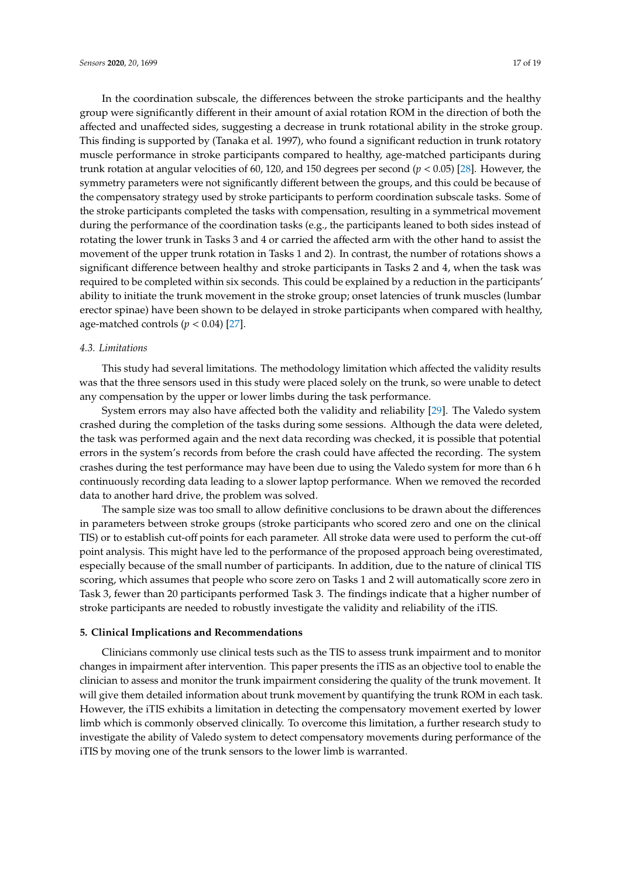In the coordination subscale, the differences between the stroke participants and the healthy group were significantly different in their amount of axial rotation ROM in the direction of both the affected and unaffected sides, suggesting a decrease in trunk rotational ability in the stroke group. This finding is supported by (Tanaka et al. 1997), who found a significant reduction in trunk rotatory muscle performance in stroke participants compared to healthy, age-matched participants during trunk rotation at angular velocities of 60, 120, and 150 degrees per second ($p < 0.05$) [28]. However, the symmetry parameters were not significantly different between the groups, and this could be because of the compensatory strategy used by stroke participants to perform coordination subscale tasks. Some of the stroke participants completed the tasks with compensation, resulting in a symmetrical movement during the performance of the coordination tasks (e.g., the participants leaned to both sides instead of rotating the lower trunk in Tasks 3 and 4 or carried the affected arm with the other hand to assist the movement of the upper trunk rotation in Tasks 1 and 2). In contrast, the number of rotations shows a significant difference between healthy and stroke participants in Tasks 2 and 4, when the task was required to be completed within six seconds. This could be explained by a reduction in the participants' ability to initiate the trunk movement in the stroke group; onset latencies of trunk muscles (lumbar erector spinae) have been shown to be delayed in stroke participants when compared with healthy, age-matched controls ($p < 0.04$) [27].

### *4.3. Limitations*

This study had several limitations. The methodology limitation which affected the validity results was that the three sensors used in this study were placed solely on the trunk, so were unable to detect any compensation by the upper or lower limbs during the task performance.

System errors may also have affected both the validity and reliability [29]. The Valedo system crashed during the completion of the tasks during some sessions. Although the data were deleted, the task was performed again and the next data recording was checked, it is possible that potential errors in the system's records from before the crash could have affected the recording. The system crashes during the test performance may have been due to using the Valedo system for more than 6 h continuously recording data leading to a slower laptop performance. When we removed the recorded data to another hard drive, the problem was solved.

The sample size was too small to allow definitive conclusions to be drawn about the differences in parameters between stroke groups (stroke participants who scored zero and one on the clinical TIS) or to establish cut-off points for each parameter. All stroke data were used to perform the cut-off point analysis. This might have led to the performance of the proposed approach being overestimated, especially because of the small number of participants. In addition, due to the nature of clinical TIS scoring, which assumes that people who score zero on Tasks 1 and 2 will automatically score zero in Task 3, fewer than 20 participants performed Task 3. The findings indicate that a higher number of stroke participants are needed to robustly investigate the validity and reliability of the iTIS.

## **5. Clinical Implications and Recommendations**

Clinicians commonly use clinical tests such as the TIS to assess trunk impairment and to monitor changes in impairment after intervention. This paper presents the iTIS as an objective tool to enable the clinician to assess and monitor the trunk impairment considering the quality of the trunk movement. It will give them detailed information about trunk movement by quantifying the trunk ROM in each task. However, the iTIS exhibits a limitation in detecting the compensatory movement exerted by lower limb which is commonly observed clinically. To overcome this limitation, a further research study to investigate the ability of Valedo system to detect compensatory movements during performance of the iTIS by moving one of the trunk sensors to the lower limb is warranted.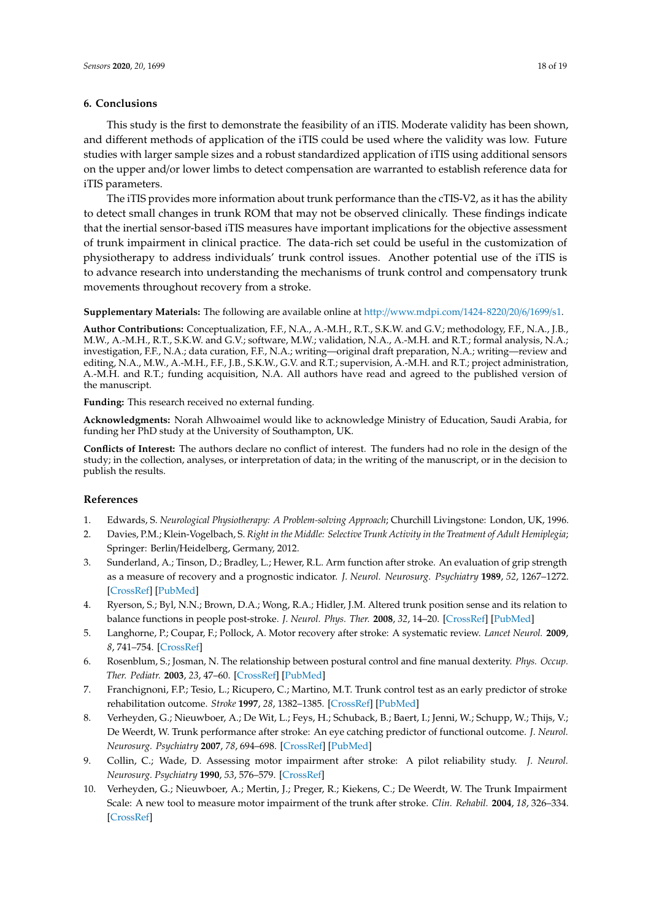## 6. Conclusions

This study is the first to demonstrate the feasibility of an iTIS. Moderate validity has been shown, and different methods of application of the iTIS could be used where the validity was low. Future studies with larger sample sizes and a robust standardized application of iTIS using additional sensors on the upper and/or lower limbs to detect compensation are warranted to establish reference data for iTIS parameters.

The iTIS provides more information about trunk performance than the cTIS-V2, as it has the ability to detect small changes in trunk ROM that may not be observed clinically. These findings indicate that the inertial sensor-based iTIS measures have important implications for the objective assessment of trunk impairment in clinical practice. The data-rich set could be useful in the customization of physiotherapy to address individuals' trunk control issues. Another potential use of the iTIS is to advance research into understanding the mechanisms of trunk control and compensatory trunk movements throughout recovery from a stroke.

**Supplementary Materials:** The following are available online at http://www.mdpi.com/1424-8220/20/6/1699/s1.

**Author Contributions:** Conceptualization, F.F., N.A., A.-M.H., R.T., S.K.W. and G.V.; methodology, F.F., N.A., J.B., M.W., A.-M.H., R.T., S.K.W. and G.V.; software, M.W.; validation, N.A., A.-M.H. and R.T.; formal analysis, N.A.; investigation, F.F., N.A.; data curation, F.F., N.A.; writing—original draft preparation, N.A.; writing—review and editing, N.A., M.W., A.-M.H., F.F., J.B., S.K.W., G.V. and R.T.; supervision, A.-M.H. and R.T.; project administration, A.-M.H. and R.T.; funding acquisition, N.A. All authors have read and agreed to the published version of the manuscript.

**Funding:** This research received no external funding.

**Acknowledgments:** Norah Alhwoaimel would like to acknowledge Ministry of Education, Saudi Arabia, for funding her PhD study at the University of Southampton, UK.

**Conflicts of Interest:** The authors declare no conflict of interest. The funders had no role in the design of the study; in the collection, analyses, or interpretation of data; in the writing of the manuscript, or in the decision to publish the results.

## References

1. Edwards, S. *Neurological Physiotherapy: A Problem-solving Approach*; Churchill Livingstone: London, UK, 1996.
2. Davies, P.M.; Klein-Vogelbach, S. *Right in the Middle: Selective Trunk Activity in the Treatment of Adult Hemiplegia*; Springer: Berlin/Heidelberg, Germany, 2012.
3. Sunderland, A.; Tinson, D.; Bradley, L.; Hewer, R.L. Arm function after stroke. An evaluation of grip strength as a measure of recovery and a prognostic indicator. *J. Neurol. Neurosurg. Psychiatry* **1989**, *52*, 1267–1272. [CrossRef] [PubMed]
4. Ryerson, S.; Byl, N.N.; Brown, D.A.; Wong, R.A.; Hidler, J.M. Altered trunk position sense and its relation to balance functions in people post-stroke. *J. Neurol. Phys. Ther.* **2008**, *32*, 14–20. [CrossRef] [PubMed]
5. Langhorne, P.; Coupar, F.; Pollock, A. Motor recovery after stroke: A systematic review. *Lancet Neurol.* **2009**, *8*, 741–754. [CrossRef]
6. Rosenblum, S.; Josman, N. The relationship between postural control and fine manual dexterity. *Phys. Occup. Ther. Pediatr.* **2003**, *23*, 47–60. [CrossRef] [PubMed]
7. Franchignoni, F.P.; Tesio, L.; Ricupero, C.; Martino, M.T. Trunk control test as an early predictor of stroke rehabilitation outcome. *Stroke* **1997**, *28*, 1382–1385. [CrossRef] [PubMed]
8. Verheyden, G.; Nieuwboer, A.; De Wit, L.; Feys, H.; Schuback, B.; Baert, I.; Jenni, W.; Schupp, W.; Thijs, V.; De Weerdt, W. Trunk performance after stroke: An eye catching predictor of functional outcome. *J. Neurol. Neurosurg. Psychiatry* **2007**, *78*, 694–698. [CrossRef] [PubMed]
9. Collin, C.; Wade, D. Assessing motor impairment after stroke: A pilot reliability study. *J. Neurol. Neurosurg. Psychiatry* **1990**, *53*, 576–579. [CrossRef]
10. Verheyden, G.; Nieuwboer, A.; Mertin, J.; Preger, R.; Kiekens, C.; De Weerdt, W. The Trunk Impairment Scale: A new tool to measure motor impairment of the trunk after stroke. *Clin. Rehabil.* **2004**, *18*, 326–334. [CrossRef]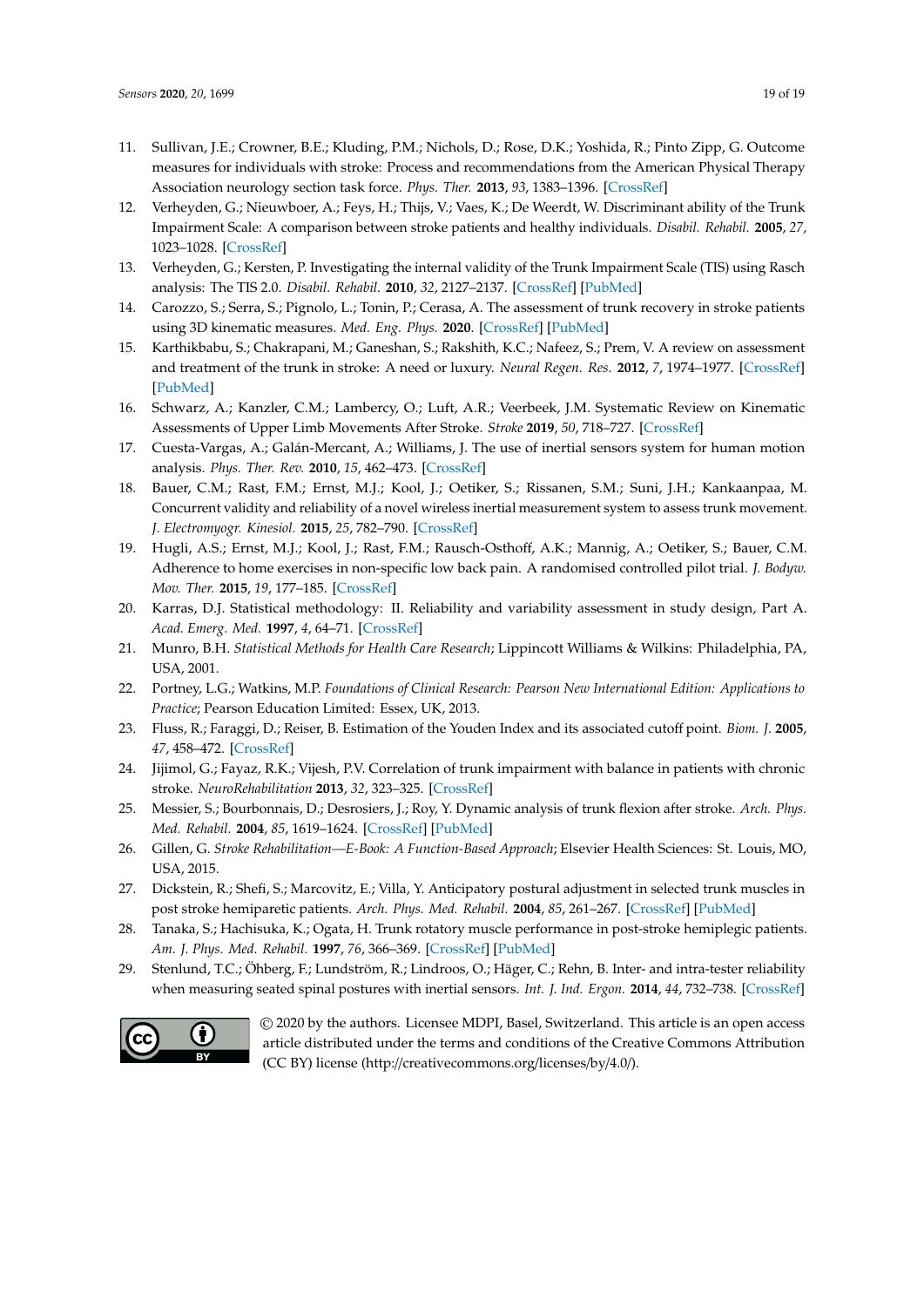11. Sullivan, J.E.; Crowner, B.E.; Kluding, P.M.; Nichols, D.; Rose, D.K.; Yoshida, R.; Pinto Zipp, G. Outcome measures for individuals with stroke: Process and recommendations from the American Physical Therapy Association neurology section task force. *Phys. Ther.* **2013**, *93*, 1383–1396. [CrossRef]
12. Verheyden, G.; Nieuwboer, A.; Feys, H.; Thijs, V.; Vaes, K.; De Weerdt, W. Discriminant ability of the Trunk Impairment Scale: A comparison between stroke patients and healthy individuals. *Disabil. Rehabil.* **2005**, *27*, 1023–1028. [CrossRef]
13. Verheyden, G.; Kersten, P. Investigating the internal validity of the Trunk Impairment Scale (TIS) using Rasch analysis: The TIS 2.0. *Disabil. Rehabil.* **2010**, *32*, 2127–2137. [CrossRef] [PubMed]
14. Carozzo, S.; Serra, S.; Pignolo, L.; Tonin, P.; Cerasa, A. The assessment of trunk recovery in stroke patients using 3D kinematic measures. *Med. Eng. Phys.* **2020**. [CrossRef] [PubMed]
15. Karthikbabu, S.; Chakrapani, M.; Ganeshan, S.; Rakshith, K.C.; Nafeez, S.; Prem, V. A review on assessment and treatment of the trunk in stroke: A need or luxury. *Neural Regen. Res.* **2012**, *7*, 1974–1977. [CrossRef] [PubMed]
16. Schwarz, A.; Kanzler, C.M.; Lambercy, O.; Luft, A.R.; Veerbeek, J.M. Systematic Review on Kinematic Assessments of Upper Limb Movements After Stroke. *Stroke* **2019**, *50*, 718–727. [CrossRef]
17. Cuesta-Vargas, A.; Galán-Mercant, A.; Williams, J. The use of inertial sensors system for human motion analysis. *Phys. Ther. Rev.* **2010**, *15*, 462–473. [CrossRef]
18. Bauer, C.M.; Rast, F.M.; Ernst, M.J.; Kool, J.; Oetiker, S.; Rissanen, S.M.; Suni, J.H.; Kankaanpaa, M. Concurrent validity and reliability of a novel wireless inertial measurement system to assess trunk movement. *J. Electromyogr. Kinesiol.* **2015**, *25*, 782–790. [CrossRef]
19. Hugli, A.S.; Ernst, M.J.; Kool, J.; Rast, F.M.; Rausch-Osthoff, A.K.; Mannig, A.; Oetiker, S.; Bauer, C.M. Adherence to home exercises in non-specific low back pain. A randomised controlled pilot trial. *J. Bodyw. Mov. Ther.* **2015**, *19*, 177–185. [CrossRef]
20. Karras, D.J. Statistical methodology: II. Reliability and variability assessment in study design, Part A. *Acad. Emerg. Med.* **1997**, *4*, 64–71. [CrossRef]
21. Munro, B.H. *Statistical Methods for Health Care Research*; Lippincott Williams & Wilkins: Philadelphia, PA, USA, 2001.
22. Portney, L.G.; Watkins, M.P. *Foundations of Clinical Research: Pearson New International Edition: Applications to Practice*; Pearson Education Limited: Essex, UK, 2013.
23. Fluss, R.; Faraggi, D.; Reiser, B. Estimation of the Youden Index and its associated cutoff point. *Biom. J.* **2005**, *47*, 458–472. [CrossRef]
24. Jijimol, G.; Fayaz, R.K.; Vijesh, P.V. Correlation of trunk impairment with balance in patients with chronic stroke. *NeuroRehabilitation* **2013**, *32*, 323–325. [CrossRef]
25. Messier, S.; Bourbonnais, D.; Desrosiers, J.; Roy, Y. Dynamic analysis of trunk flexion after stroke. *Arch. Phys. Med. Rehabil.* **2004**, *85*, 1619–1624. [CrossRef] [PubMed]
26. Gillen, G. *Stroke Rehabilitation—E-Book: A Function-Based Approach*; Elsevier Health Sciences: St. Louis, MO, USA, 2015.
27. Dickstein, R.; Shefi, S.; Marcovitz, E.; Villa, Y. Anticipatory postural adjustment in selected trunk muscles in post stroke hemiparetic patients. *Arch. Phys. Med. Rehabil.* **2004**, *85*, 261–267. [CrossRef] [PubMed]
28. Tanaka, S.; Hachisuka, K.; Ogata, H. Trunk rotatory muscle performance in post-stroke hemiplegic patients. *Am. J. Phys. Med. Rehabil.* **1997**, *76*, 366–369. [CrossRef] [PubMed]
29. Stenlund, T.C.; Öhberg, F.; Lundström, R.; Lindroos, O.; Häger, C.; Rehn, B. Inter- and intra-tester reliability when measuring seated spinal postures with inertial sensors. *Int. J. Ind. Ergon.* **2014**, *44*, 732–738. [CrossRef]

© 2020 by the authors. Licensee MDPI, Basel, Switzerland. This article is an open access article distributed under the terms and conditions of the Creative Commons Attribution (CC BY) license (http://creativecommons.org/licenses/by/4.0/).